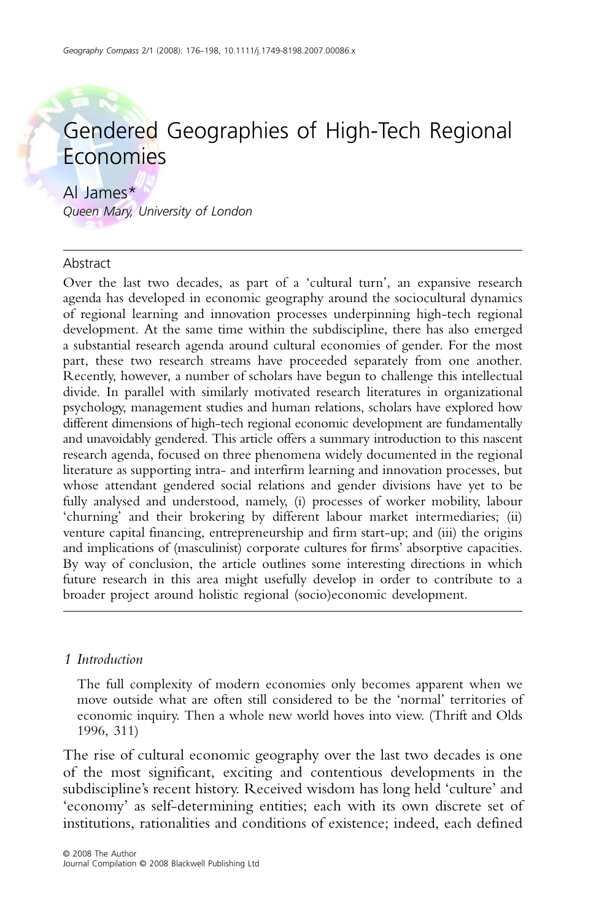# Gendered Geographies of High-Tech Regional Economies

Al James*

*Queen Mary, University of London*

## Abstract

Over the last two decades, as part of a 'cultural turn', an expansive research agenda has developed in economic geography around the sociocultural dynamics of regional learning and innovation processes underpinning high-tech regional development. At the same time within the subdiscipline, there has also emerged a substantial research agenda around cultural economies of gender. For the most part, these two research streams have proceeded separately from one another. Recently, however, a number of scholars have begun to challenge this intellectual divide. In parallel with similarly motivated research literatures in organizational psychology, management studies and human relations, scholars have explored how different dimensions of high-tech regional economic development are fundamentally and unavoidably gendered. This article offers a summary introduction to this nascent research agenda, focused on three phenomena widely documented in the regional literature as supporting intra- and interfirm learning and innovation processes, but whose attendant gendered social relations and gender divisions have yet to be fully analysed and understood, namely, (i) processes of worker mobility, labour 'churning' and their brokering by different labour market intermediaries; (ii) venture capital financing, entrepreneurship and firm start-up; and (iii) the origins and implications of (masculinist) corporate cultures for firms' absorptive capacities. By way of conclusion, the article outlines some interesting directions in which future research in this area might usefully develop in order to contribute to a broader project around holistic regional (socio)economic development.

## 1 *Introduction*

> The full complexity of modern economies only becomes apparent when we move outside what are often still considered to be the 'normal' territories of economic inquiry. Then a whole new world hoves into view. (Thrift and Olds 1996, 311)

The rise of cultural economic geography over the last two decades is one of the most significant, exciting and contentious developments in the subdiscipline's recent history. Received wisdom has long held 'culture' and 'economy' as self-determining entities; each with its own discrete set of institutions, rationalities and conditions of existence; indeed, each defined

© 2008 The Author
Journal Compilation © 2008 Blackwell Publishing Ltd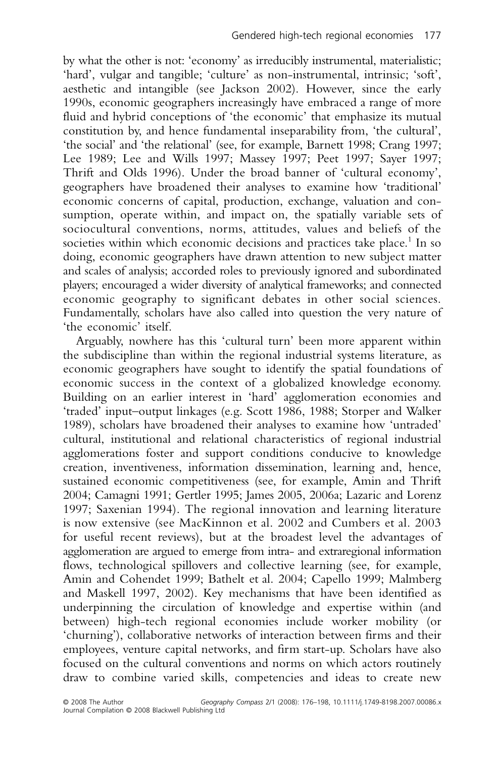by what the other is not: 'economy' as irreducibly instrumental, materialistic; 'hard', vulgar and tangible; 'culture' as non-instrumental, intrinsic; 'soft', aesthetic and intangible (see Jackson 2002). However, since the early 1990s, economic geographers increasingly have embraced a range of more fluid and hybrid conceptions of 'the economic' that emphasize its mutual constitution by, and hence fundamental inseparability from, 'the cultural', 'the social' and 'the relational' (see, for example, Barnett 1998; Crang 1997; Lee 1989; Lee and Wills 1997; Massey 1997; Peet 1997; Sayer 1997; Thrift and Olds 1996). Under the broad banner of 'cultural economy', geographers have broadened their analyses to examine how 'traditional' economic concerns of capital, production, exchange, valuation and consumption, operate within, and impact on, the spatially variable sets of sociocultural conventions, norms, attitudes, values and beliefs of the societies within which economic decisions and practices take place.[1] In so doing, economic geographers have drawn attention to new subject matter and scales of analysis; accorded roles to previously ignored and subordinated players; encouraged a wider diversity of analytical frameworks; and connected economic geography to significant debates in other social sciences. Fundamentally, scholars have also called into question the very nature of 'the economic' itself.

Arguably, nowhere has this 'cultural turn' been more apparent within the subdiscipline than within the regional industrial systems literature, as economic geographers have sought to identify the spatial foundations of economic success in the context of a globalized knowledge economy. Building on an earlier interest in 'hard' agglomeration economies and 'traded' input–output linkages (e.g. Scott 1986, 1988; Storper and Walker 1989), scholars have broadened their analyses to examine how 'untraded' cultural, institutional and relational characteristics of regional industrial agglomerations foster and support conditions conducive to knowledge creation, inventiveness, information dissemination, learning and, hence, sustained economic competitiveness (see, for example, Amin and Thrift 2004; Camagni 1991; Gertler 1995; James 2005, 2006a; Lazaric and Lorenz 1997; Saxenian 1994). The regional innovation and learning literature is now extensive (see MacKinnon et al. 2002 and Cumbers et al. 2003 for useful recent reviews), but at the broadest level the advantages of agglomeration are argued to emerge from intra- and extraregional information flows, technological spillovers and collective learning (see, for example, Amin and Cohendet 1999; Bathelt et al. 2004; Capello 1999; Malmberg and Maskell 1997, 2002). Key mechanisms that have been identified as underpinning the circulation of knowledge and expertise within (and between) high-tech regional economies include worker mobility (or 'churning'), collaborative networks of interaction between firms and their employees, venture capital networks, and firm start-up. Scholars have also focused on the cultural conventions and norms on which actors routinely draw to combine varied skills, competencies and ideas to create new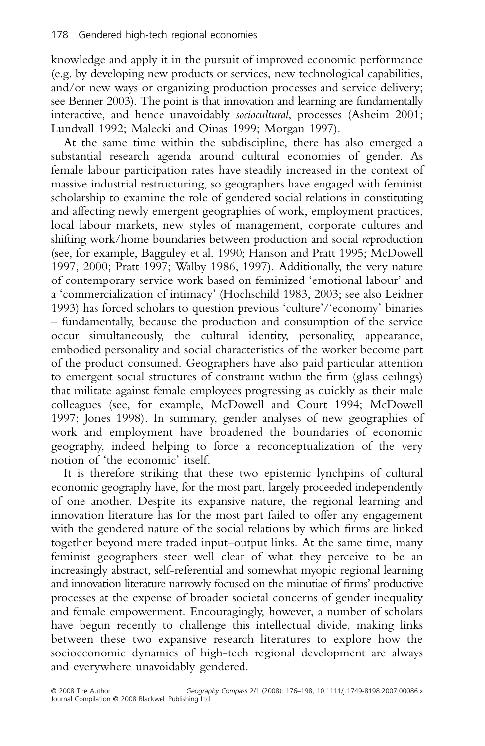knowledge and apply it in the pursuit of improved economic performance (e.g. by developing new products or services, new technological capabilities, and/or new ways or organizing production processes and service delivery; see Benner 2003). The point is that innovation and learning are fundamentally interactive, and hence unavoidably *sociocultural*, processes (Asheim 2001; Lundvall 1992; Malecki and Oinas 1999; Morgan 1997).

At the same time within the subdiscipline, there has also emerged a substantial research agenda around cultural economies of gender. As female labour participation rates have steadily increased in the context of massive industrial restructuring, so geographers have engaged with feminist scholarship to examine the role of gendered social relations in constituting and affecting newly emergent geographies of work, employment practices, local labour markets, new styles of management, corporate cultures and shifting work/home boundaries between production and social *re*production (see, for example, Bagguley et al. 1990; Hanson and Pratt 1995; McDowell 1997, 2000; Pratt 1997; Walby 1986, 1997). Additionally, the very nature of contemporary service work based on feminized 'emotional labour' and a 'commercialization of intimacy' (Hochschild 1983, 2003; see also Leidner 1993) has forced scholars to question previous 'culture'/'economy' binaries – fundamentally, because the production and consumption of the service occur simultaneously, the cultural identity, personality, appearance, embodied personality and social characteristics of the worker become part of the product consumed. Geographers have also paid particular attention to emergent social structures of constraint within the firm (glass ceilings) that militate against female employees progressing as quickly as their male colleagues (see, for example, McDowell and Court 1994; McDowell 1997; Jones 1998). In summary, gender analyses of new geographies of work and employment have broadened the boundaries of economic geography, indeed helping to force a reconceptualization of the very notion of 'the economic' itself.

It is therefore striking that these two epistemic lynchpins of cultural economic geography have, for the most part, largely proceeded independently of one another. Despite its expansive nature, the regional learning and innovation literature has for the most part failed to offer any engagement with the gendered nature of the social relations by which firms are linked together beyond mere traded input–output links. At the same time, many feminist geographers steer well clear of what they perceive to be an increasingly abstract, self-referential and somewhat myopic regional learning and innovation literature narrowly focused on the minutiae of firms' productive processes at the expense of broader societal concerns of gender inequality and female empowerment. Encouragingly, however, a number of scholars have begun recently to challenge this intellectual divide, making links between these two expansive research literatures to explore how the socioeconomic dynamics of high-tech regional development are always and everywhere unavoidably gendered.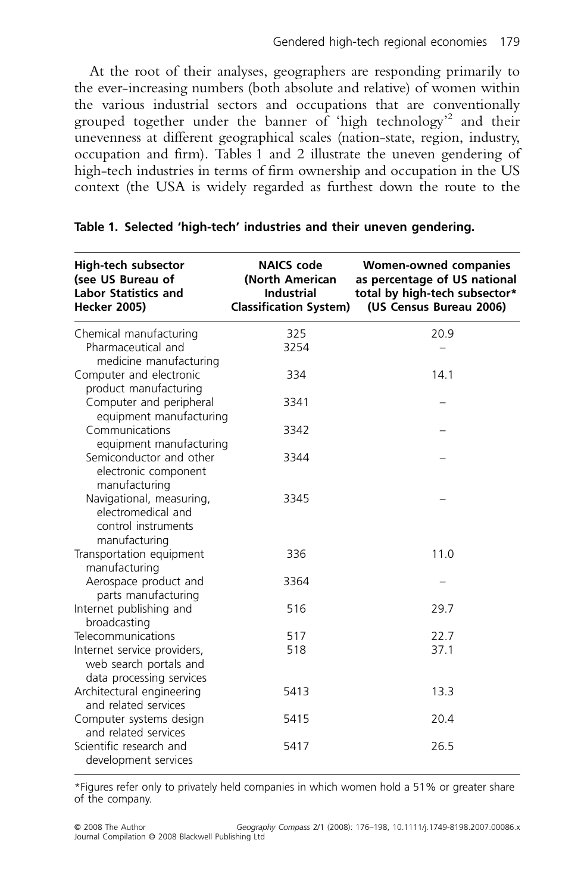At the root of their analyses, geographers are responding primarily to the ever-increasing numbers (both absolute and relative) of women within the various industrial sectors and occupations that are conventionally grouped together under the banner of 'high technology'[2] and their unevenness at different geographical scales (nation-state, region, industry, occupation and firm). Tables 1 and 2 illustrate the uneven gendering of high-tech industries in terms of firm ownership and occupation in the US context (the USA is widely regarded as furthest down the route to the

**Table 1. Selected 'high-tech' industries and their uneven gendering.**

| High-tech subsector (see US Bureau of Labor Statistics and Hecker 2005) | NAICS code (North American Industrial Classification System) | Women-owned companies as percentage of US national total by high-tech subsector* (US Census Bureau 2006) |
|---|---|---|
| Chemical manufacturing | 325 | 20.9 |
| Pharmaceutical and medicine manufacturing | 3254 | – |
| Computer and electronic product manufacturing | 334 | 14.1 |
| Computer and peripheral equipment manufacturing | 3341 | – |
| Communications equipment manufacturing | 3342 | – |
| Semiconductor and other electronic component manufacturing | 3344 | – |
| Navigational, measuring, electromedical and control instruments manufacturing | 3345 | – |
| Transportation equipment manufacturing | 336 | 11.0 |
| Aerospace product and parts manufacturing | 3364 | – |
| Internet publishing and broadcasting | 516 | 29.7 |
| Telecommunications | 517 | 22.7 |
| Internet service providers, web search portals and data processing services | 518 | 37.1 |
| Architectural engineering and related services | 5413 | 13.3 |
| Computer systems design and related services | 5415 | 20.4 |
| Scientific research and development services | 5417 | 26.5 |

*Figures refer only to privately held companies in which women hold a 51% or greater share of the company.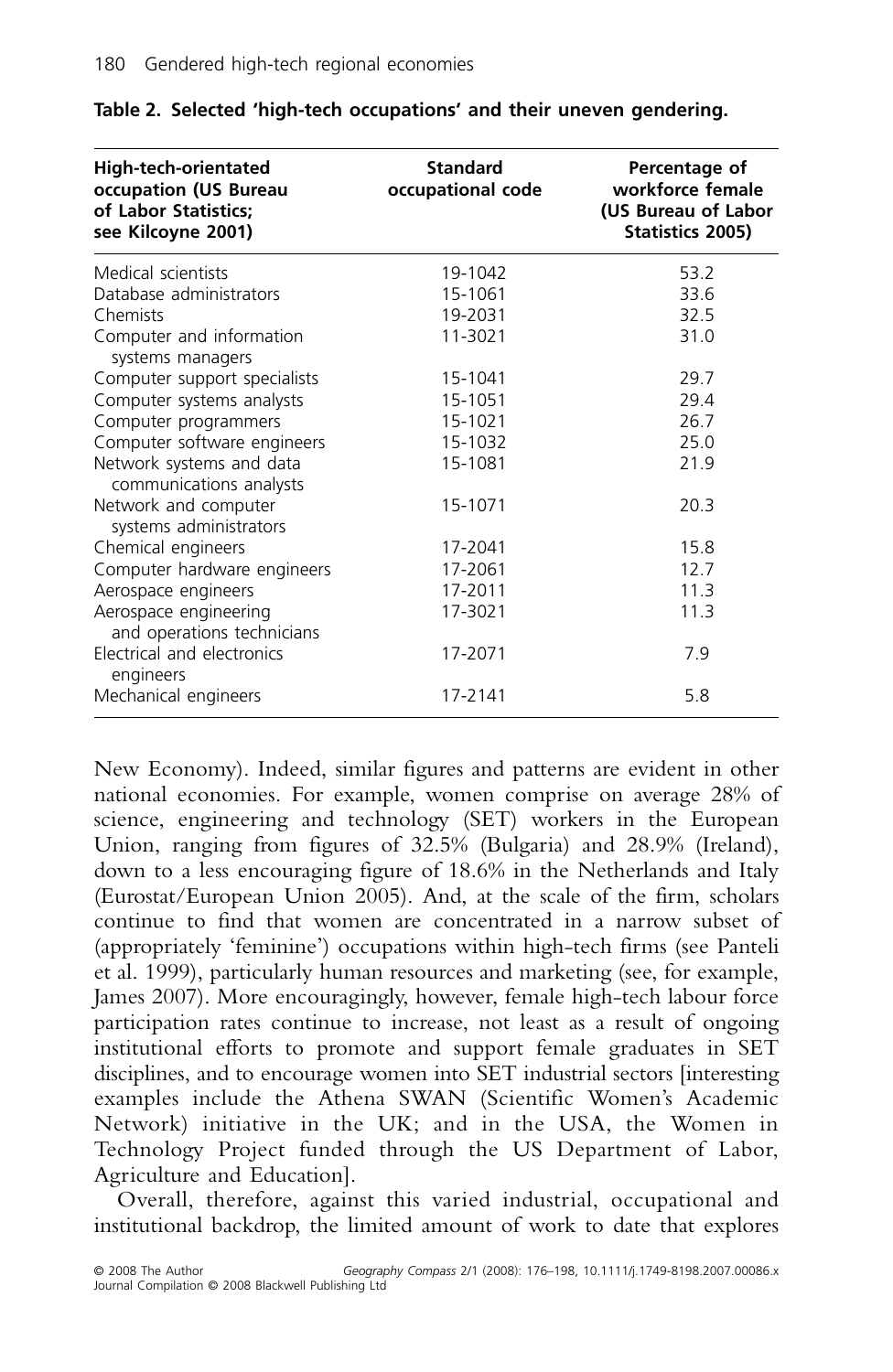**Table 2. Selected 'high-tech occupations' and their uneven gendering.**

| High-tech-orientated occupation (US Bureau of Labor Statistics; see Kilcoyne 2001) | Standard occupational code | Percentage of workforce female (US Bureau of Labor Statistics 2005) |
|---|---|---|
| Medical scientists | 19-1042 | 53.2 |
| Database administrators | 15-1061 | 33.6 |
| Chemists | 19-2031 | 32.5 |
| Computer and information systems managers | 11-3021 | 31.0 |
| Computer support specialists | 15-1041 | 29.7 |
| Computer systems analysts | 15-1051 | 29.4 |
| Computer programmers | 15-1021 | 26.7 |
| Computer software engineers | 15-1032 | 25.0 |
| Network systems and data communications analysts | 15-1081 | 21.9 |
| Network and computer systems administrators | 15-1071 | 20.3 |
| Chemical engineers | 17-2041 | 15.8 |
| Computer hardware engineers | 17-2061 | 12.7 |
| Aerospace engineers | 17-2011 | 11.3 |
| Aerospace engineering and operations technicians | 17-3021 | 11.3 |
| Electrical and electronics engineers | 17-2071 | 7.9 |
| Mechanical engineers | 17-2141 | 5.8 |

New Economy). Indeed, similar figures and patterns are evident in other national economies. For example, women comprise on average 28% of science, engineering and technology (SET) workers in the European Union, ranging from figures of 32.5% (Bulgaria) and 28.9% (Ireland), down to a less encouraging figure of 18.6% in the Netherlands and Italy (Eurostat/European Union 2005). And, at the scale of the firm, scholars continue to find that women are concentrated in a narrow subset of (appropriately 'feminine') occupations within high-tech firms (see Panteli et al. 1999), particularly human resources and marketing (see, for example, James 2007). More encouragingly, however, female high-tech labour force participation rates continue to increase, not least as a result of ongoing institutional efforts to promote and support female graduates in SET disciplines, and to encourage women into SET industrial sectors [interesting examples include the Athena SWAN (Scientific Women's Academic Network) initiative in the UK; and in the USA, the Women in Technology Project funded through the US Department of Labor, Agriculture and Education].

Overall, therefore, against this varied industrial, occupational and institutional backdrop, the limited amount of work to date that explores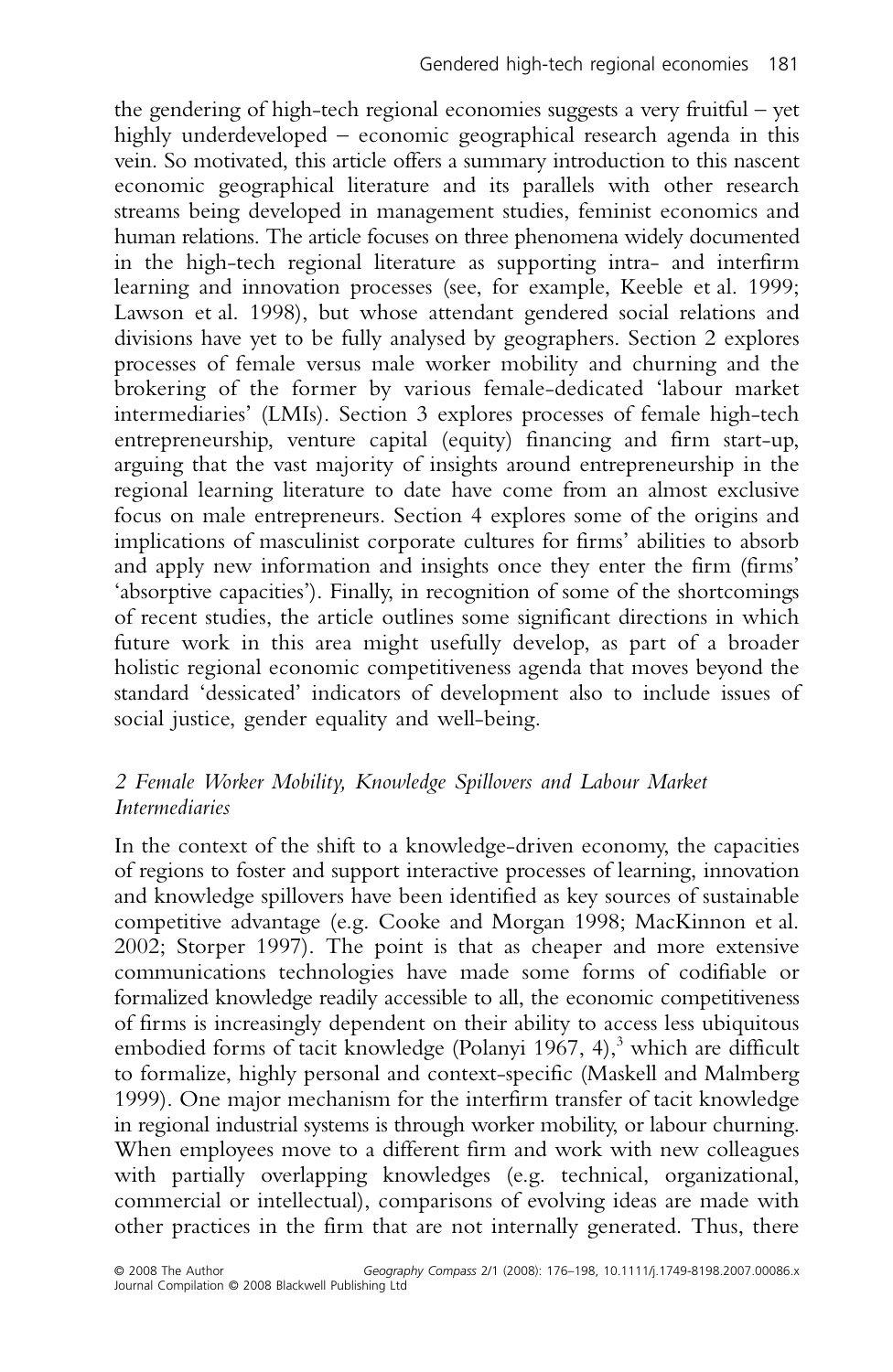the gendering of high-tech regional economies suggests a very fruitful – yet highly underdeveloped – economic geographical research agenda in this vein. So motivated, this article offers a summary introduction to this nascent economic geographical literature and its parallels with other research streams being developed in management studies, feminist economics and human relations. The article focuses on three phenomena widely documented in the high-tech regional literature as supporting intra- and interfirm learning and innovation processes (see, for example, Keeble et al. 1999; Lawson et al. 1998), but whose attendant gendered social relations and divisions have yet to be fully analysed by geographers. Section 2 explores processes of female versus male worker mobility and churning and the brokering of the former by various female-dedicated 'labour market intermediaries' (LMIs). Section 3 explores processes of female high-tech entrepreneurship, venture capital (equity) financing and firm start-up, arguing that the vast majority of insights around entrepreneurship in the regional learning literature to date have come from an almost exclusive focus on male entrepreneurs. Section 4 explores some of the origins and implications of masculinist corporate cultures for firms' abilities to absorb and apply new information and insights once they enter the firm (firms' 'absorptive capacities'). Finally, in recognition of some of the shortcomings of recent studies, the article outlines some significant directions in which future work in this area might usefully develop, as part of a broader holistic regional economic competitiveness agenda that moves beyond the standard 'dessicated' indicators of development also to include issues of social justice, gender equality and well-being.

## *2 Female Worker Mobility, Knowledge Spillovers and Labour Market Intermediaries*

In the context of the shift to a knowledge-driven economy, the capacities of regions to foster and support interactive processes of learning, innovation and knowledge spillovers have been identified as key sources of sustainable competitive advantage (e.g. Cooke and Morgan 1998; MacKinnon et al. 2002; Storper 1997). The point is that as cheaper and more extensive communications technologies have made some forms of codifiable or formalized knowledge readily accessible to all, the economic competitiveness of firms is increasingly dependent on their ability to access less ubiquitous embodied forms of tacit knowledge (Polanyi 1967, 4),[3] which are difficult to formalize, highly personal and context-specific (Maskell and Malmberg 1999). One major mechanism for the interfirm transfer of tacit knowledge in regional industrial systems is through worker mobility, or labour churning. When employees move to a different firm and work with new colleagues with partially overlapping knowledges (e.g. technical, organizational, commercial or intellectual), comparisons of evolving ideas are made with other practices in the firm that are not internally generated. Thus, there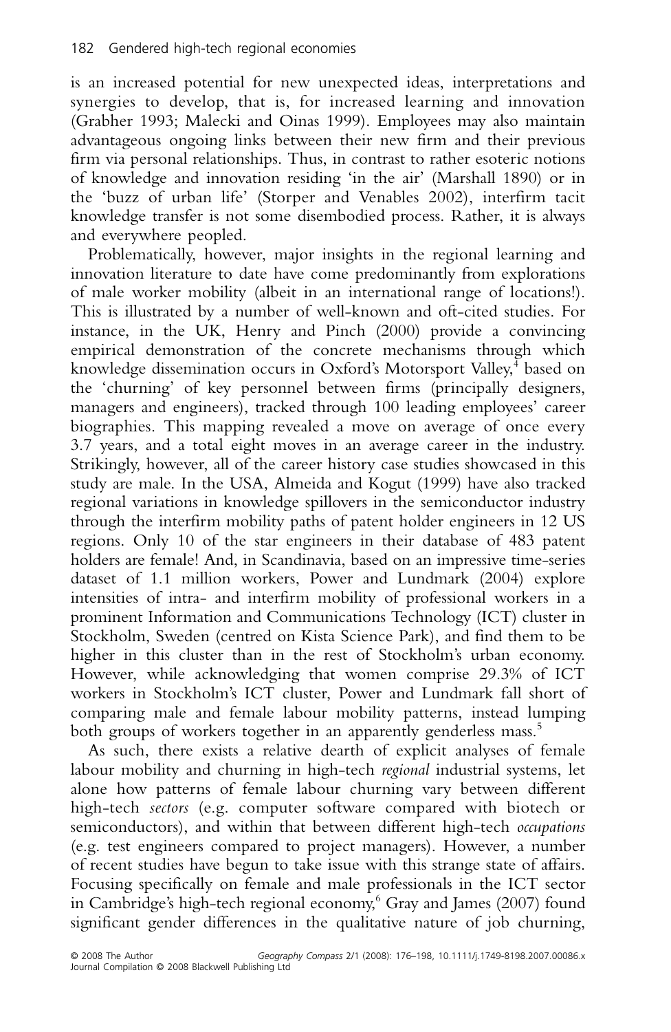is an increased potential for new unexpected ideas, interpretations and synergies to develop, that is, for increased learning and innovation (Grabher 1993; Malecki and Oinas 1999). Employees may also maintain advantageous ongoing links between their new firm and their previous firm via personal relationships. Thus, in contrast to rather esoteric notions of knowledge and innovation residing 'in the air' (Marshall 1890) or in the 'buzz of urban life' (Storper and Venables 2002), interfirm tacit knowledge transfer is not some disembodied process. Rather, it is always and everywhere peopled.

Problematically, however, major insights in the regional learning and innovation literature to date have come predominantly from explorations of male worker mobility (albeit in an international range of locations!). This is illustrated by a number of well-known and oft-cited studies. For instance, in the UK, Henry and Pinch (2000) provide a convincing empirical demonstration of the concrete mechanisms through which knowledge dissemination occurs in Oxford's Motorsport Valley,[4] based on the 'churning' of key personnel between firms (principally designers, managers and engineers), tracked through 100 leading employees' career biographies. This mapping revealed a move on average of once every 3.7 years, and a total eight moves in an average career in the industry. Strikingly, however, all of the career history case studies showcased in this study are male. In the USA, Almeida and Kogut (1999) have also tracked regional variations in knowledge spillovers in the semiconductor industry through the interfirm mobility paths of patent holder engineers in 12 US regions. Only 10 of the star engineers in their database of 483 patent holders are female! And, in Scandinavia, based on an impressive time-series dataset of 1.1 million workers, Power and Lundmark (2004) explore intensities of intra- and interfirm mobility of professional workers in a prominent Information and Communications Technology (ICT) cluster in Stockholm, Sweden (centred on Kista Science Park), and find them to be higher in this cluster than in the rest of Stockholm's urban economy. However, while acknowledging that women comprise 29.3% of ICT workers in Stockholm's ICT cluster, Power and Lundmark fall short of comparing male and female labour mobility patterns, instead lumping both groups of workers together in an apparently genderless mass.[5]

As such, there exists a relative dearth of explicit analyses of female labour mobility and churning in high-tech *regional* industrial systems, let alone how patterns of female labour churning vary between different high-tech *sectors* (e.g. computer software compared with biotech or semiconductors), and within that between different high-tech *occupations* (e.g. test engineers compared to project managers). However, a number of recent studies have begun to take issue with this strange state of affairs. Focusing specifically on female and male professionals in the ICT sector in Cambridge's high-tech regional economy,[6] Gray and James (2007) found significant gender differences in the qualitative nature of job churning,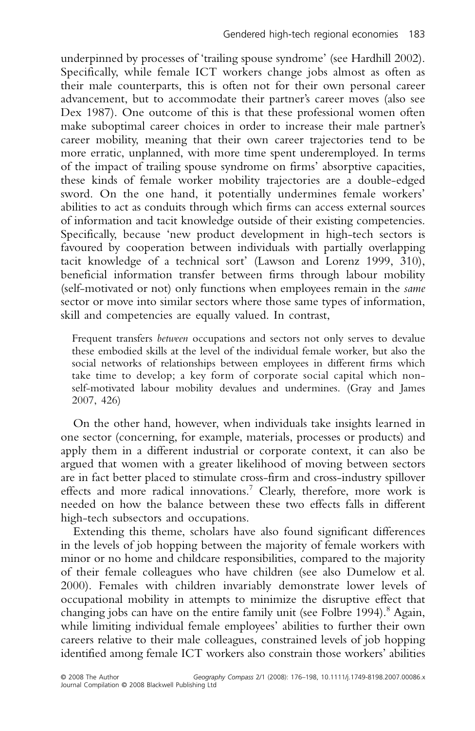underpinned by processes of 'trailing spouse syndrome' (see Hardhill 2002). Specifically, while female ICT workers change jobs almost as often as their male counterparts, this is often not for their own personal career advancement, but to accommodate their partner's career moves (also see Dex 1987). One outcome of this is that these professional women often make suboptimal career choices in order to increase their male partner's career mobility, meaning that their own career trajectories tend to be more erratic, unplanned, with more time spent underemployed. In terms of the impact of trailing spouse syndrome on firms' absorptive capacities, these kinds of female worker mobility trajectories are a double-edged sword. On the one hand, it potentially undermines female workers' abilities to act as conduits through which firms can access external sources of information and tacit knowledge outside of their existing competencies. Specifically, because 'new product development in high-tech sectors is favoured by cooperation between individuals with partially overlapping tacit knowledge of a technical sort' (Lawson and Lorenz 1999, 310), beneficial information transfer between firms through labour mobility (self-motivated or not) only functions when employees remain in the *same* sector or move into similar sectors where those same types of information, skill and competencies are equally valued. In contrast,

> Frequent transfers *between* occupations and sectors not only serves to devalue these embodied skills at the level of the individual female worker, but also the social networks of relationships between employees in different firms which take time to develop; a key form of corporate social capital which non-self-motivated labour mobility devalues and undermines. (Gray and James 2007, 426)

On the other hand, however, when individuals take insights learned in one sector (concerning, for example, materials, processes or products) and apply them in a different industrial or corporate context, it can also be argued that women with a greater likelihood of moving between sectors are in fact better placed to stimulate cross-firm and cross-industry spillover effects and more radical innovations.[7] Clearly, therefore, more work is needed on how the balance between these two effects falls in different high-tech subsectors and occupations.

Extending this theme, scholars have also found significant differences in the levels of job hopping between the majority of female workers with minor or no home and childcare responsibilities, compared to the majority of their female colleagues who have children (see also Dumelow et al. 2000). Females with children invariably demonstrate lower levels of occupational mobility in attempts to minimize the disruptive effect that changing jobs can have on the entire family unit (see Folbre 1994).[8] Again, while limiting individual female employees' abilities to further their own careers relative to their male colleagues, constrained levels of job hopping identified among female ICT workers also constrain those workers' abilities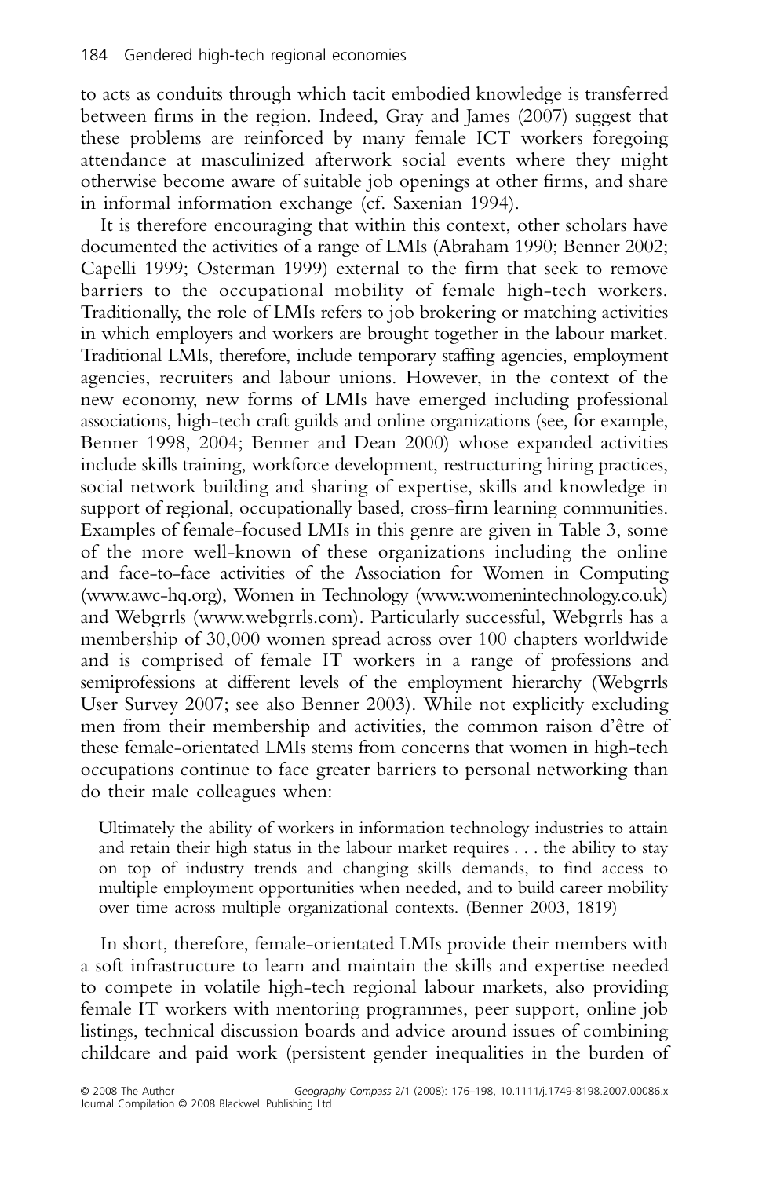to acts as conduits through which tacit embodied knowledge is transferred between firms in the region. Indeed, Gray and James (2007) suggest that these problems are reinforced by many female ICT workers foregoing attendance at masculinized afterwork social events where they might otherwise become aware of suitable job openings at other firms, and share in informal information exchange (cf. Saxenian 1994).

It is therefore encouraging that within this context, other scholars have documented the activities of a range of LMIs (Abraham 1990; Benner 2002; Capelli 1999; Osterman 1999) external to the firm that seek to remove barriers to the occupational mobility of female high-tech workers. Traditionally, the role of LMIs refers to job brokering or matching activities in which employers and workers are brought together in the labour market. Traditional LMIs, therefore, include temporary staffing agencies, employment agencies, recruiters and labour unions. However, in the context of the new economy, new forms of LMIs have emerged including professional associations, high-tech craft guilds and online organizations (see, for example, Benner 1998, 2004; Benner and Dean 2000) whose expanded activities include skills training, workforce development, restructuring hiring practices, social network building and sharing of expertise, skills and knowledge in support of regional, occupationally based, cross-firm learning communities. Examples of female-focused LMIs in this genre are given in Table 3, some of the more well-known of these organizations including the online and face-to-face activities of the Association for Women in Computing (www.awc-hq.org), Women in Technology (www.womenintechnology.co.uk) and Webgrrls (www.webgrrls.com). Particularly successful, Webgrrls has a membership of 30,000 women spread across over 100 chapters worldwide and is comprised of female IT workers in a range of professions and semiprofessions at different levels of the employment hierarchy (Webgrrls User Survey 2007; see also Benner 2003). While not explicitly excluding men from their membership and activities, the common raison d'être of these female-orientated LMIs stems from concerns that women in high-tech occupations continue to face greater barriers to personal networking than do their male colleagues when:

> Ultimately the ability of workers in information technology industries to attain and retain their high status in the labour market requires . . . the ability to stay on top of industry trends and changing skills demands, to find access to multiple employment opportunities when needed, and to build career mobility over time across multiple organizational contexts. (Benner 2003, 1819)

In short, therefore, female-orientated LMIs provide their members with a soft infrastructure to learn and maintain the skills and expertise needed to compete in volatile high-tech regional labour markets, also providing female IT workers with mentoring programmes, peer support, online job listings, technical discussion boards and advice around issues of combining childcare and paid work (persistent gender inequalities in the burden of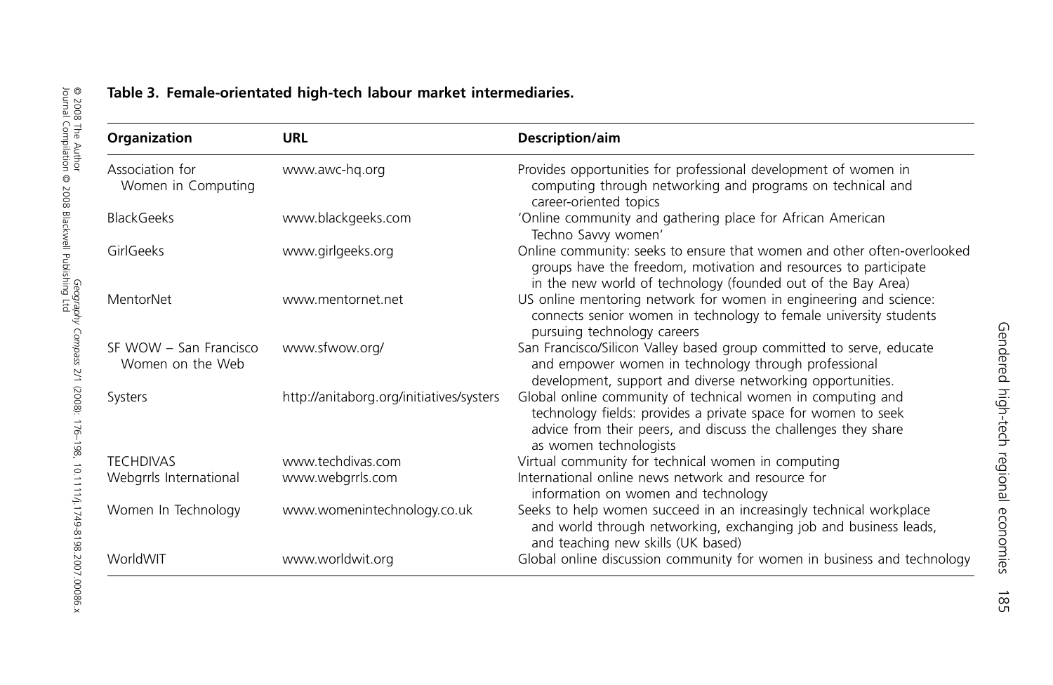**Table 3. Female-orientated high-tech labour market intermediaries.**

| Organization | URL | Description/aim |
|---|---|---|
| Association for Women in Computing | www.awc-hq.org | Provides opportunities for professional development of women in computing through networking and programs on technical and career-oriented topics |
| BlackGeeks | www.blackgeeks.com | 'Online community and gathering place for African American Techno Savvy women' |
| GirlGeeks | www.girlgeeks.org | Online community: seeks to ensure that women and other often-overlooked groups have the freedom, motivation and resources to participate in the new world of technology (founded out of the Bay Area) |
| MentorNet | www.mentornet.net | US online mentoring network for women in engineering and science: connects senior women in technology to female university students pursuing technology careers |
| SF WOW – San Francisco Women on the Web | www.sfwow.org/ | San Francisco/Silicon Valley based group committed to serve, educate and empower women in technology through professional development, support and diverse networking opportunities. |
| Systers | http://anitaborg.org/initiatives/systers | Global online community of technical women in computing and technology fields: provides a private space for women to seek advice from their peers, and discuss the challenges they share as women technologists |
| TECHDIVAS | www.techdivas.com | Virtual community for technical women in computing |
| Webgrrls International | www.webgrrls.com | International online news network and resource for information on women and technology |
| Women In Technology | www.womenintechnology.co.uk | Seeks to help women succeed in an increasingly technical workplace and world through networking, exchanging job and business leads, and teaching new skills (UK based) |
| WorldWIT | www.worldwit.org | Global online discussion community for women in business and technology |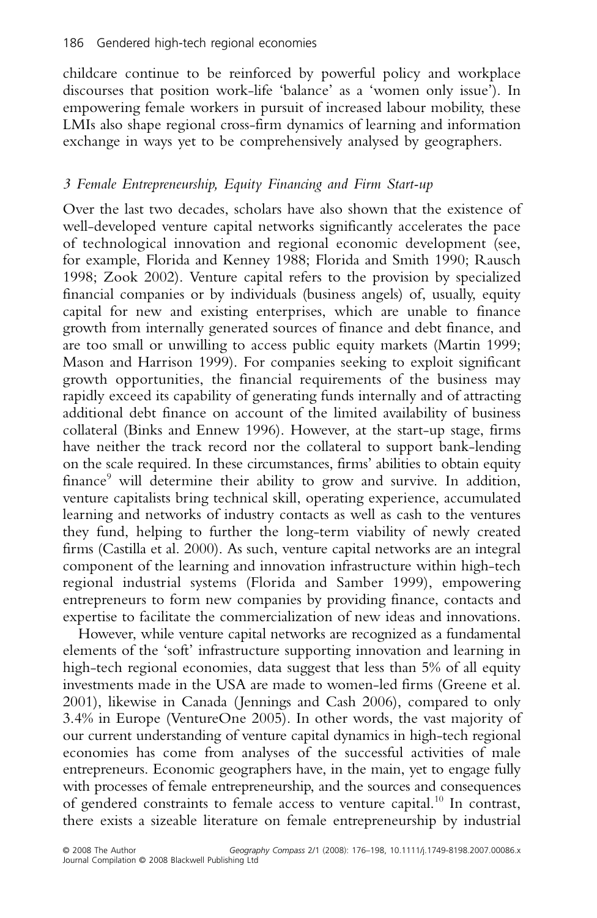childcare continue to be reinforced by powerful policy and workplace discourses that position work-life 'balance' as a 'women only issue'). In empowering female workers in pursuit of increased labour mobility, these LMIs also shape regional cross-firm dynamics of learning and information exchange in ways yet to be comprehensively analysed by geographers.

### *3 Female Entrepreneurship, Equity Financing and Firm Start-up*

Over the last two decades, scholars have also shown that the existence of well-developed venture capital networks significantly accelerates the pace of technological innovation and regional economic development (see, for example, Florida and Kenney 1988; Florida and Smith 1990; Rausch 1998; Zook 2002). Venture capital refers to the provision by specialized financial companies or by individuals (business angels) of, usually, equity capital for new and existing enterprises, which are unable to finance growth from internally generated sources of finance and debt finance, and are too small or unwilling to access public equity markets (Martin 1999; Mason and Harrison 1999). For companies seeking to exploit significant growth opportunities, the financial requirements of the business may rapidly exceed its capability of generating funds internally and of attracting additional debt finance on account of the limited availability of business collateral (Binks and Ennew 1996). However, at the start-up stage, firms have neither the track record nor the collateral to support bank-lending on the scale required. In these circumstances, firms' abilities to obtain equity finance[9] will determine their ability to grow and survive. In addition, venture capitalists bring technical skill, operating experience, accumulated learning and networks of industry contacts as well as cash to the ventures they fund, helping to further the long-term viability of newly created firms (Castilla et al. 2000). As such, venture capital networks are an integral component of the learning and innovation infrastructure within high-tech regional industrial systems (Florida and Samber 1999), empowering entrepreneurs to form new companies by providing finance, contacts and expertise to facilitate the commercialization of new ideas and innovations.

However, while venture capital networks are recognized as a fundamental elements of the 'soft' infrastructure supporting innovation and learning in high-tech regional economies, data suggest that less than 5% of all equity investments made in the USA are made to women-led firms (Greene et al. 2001), likewise in Canada (Jennings and Cash 2006), compared to only 3.4% in Europe (VentureOne 2005). In other words, the vast majority of our current understanding of venture capital dynamics in high-tech regional economies has come from analyses of the successful activities of male entrepreneurs. Economic geographers have, in the main, yet to engage fully with processes of female entrepreneurship, and the sources and consequences of gendered constraints to female access to venture capital.[10] In contrast, there exists a sizeable literature on female entrepreneurship by industrial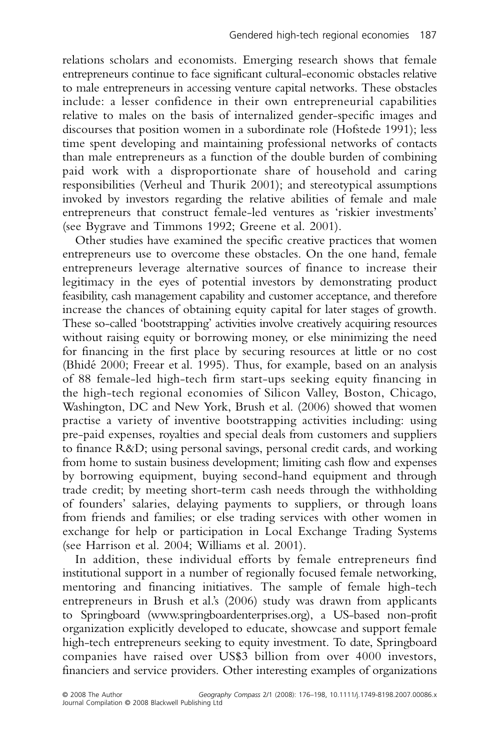relations scholars and economists. Emerging research shows that female entrepreneurs continue to face significant cultural-economic obstacles relative to male entrepreneurs in accessing venture capital networks. These obstacles include: a lesser confidence in their own entrepreneurial capabilities relative to males on the basis of internalized gender-specific images and discourses that position women in a subordinate role (Hofstede 1991); less time spent developing and maintaining professional networks of contacts than male entrepreneurs as a function of the double burden of combining paid work with a disproportionate share of household and caring responsibilities (Verheul and Thurik 2001); and stereotypical assumptions invoked by investors regarding the relative abilities of female and male entrepreneurs that construct female-led ventures as 'riskier investments' (see Bygrave and Timmons 1992; Greene et al. 2001).

Other studies have examined the specific creative practices that women entrepreneurs use to overcome these obstacles. On the one hand, female entrepreneurs leverage alternative sources of finance to increase their legitimacy in the eyes of potential investors by demonstrating product feasibility, cash management capability and customer acceptance, and therefore increase the chances of obtaining equity capital for later stages of growth. These so-called 'bootstrapping' activities involve creatively acquiring resources without raising equity or borrowing money, or else minimizing the need for financing in the first place by securing resources at little or no cost (Bhidé 2000; Freear et al. 1995). Thus, for example, based on an analysis of 88 female-led high-tech firm start-ups seeking equity financing in the high-tech regional economies of Silicon Valley, Boston, Chicago, Washington, DC and New York, Brush et al. (2006) showed that women practise a variety of inventive bootstrapping activities including: using pre-paid expenses, royalties and special deals from customers and suppliers to finance R&D; using personal savings, personal credit cards, and working from home to sustain business development; limiting cash flow and expenses by borrowing equipment, buying second-hand equipment and through trade credit; by meeting short-term cash needs through the withholding of founders' salaries, delaying payments to suppliers, or through loans from friends and families; or else trading services with other women in exchange for help or participation in Local Exchange Trading Systems (see Harrison et al. 2004; Williams et al. 2001).

In addition, these individual efforts by female entrepreneurs find institutional support in a number of regionally focused female networking, mentoring and financing initiatives. The sample of female high-tech entrepreneurs in Brush et al.'s (2006) study was drawn from applicants to Springboard (www.springboardenterprises.org), a US-based non-profit organization explicitly developed to educate, showcase and support female high-tech entrepreneurs seeking to equity investment. To date, Springboard companies have raised over US$3 billion from over 4000 investors, financiers and service providers. Other interesting examples of organizations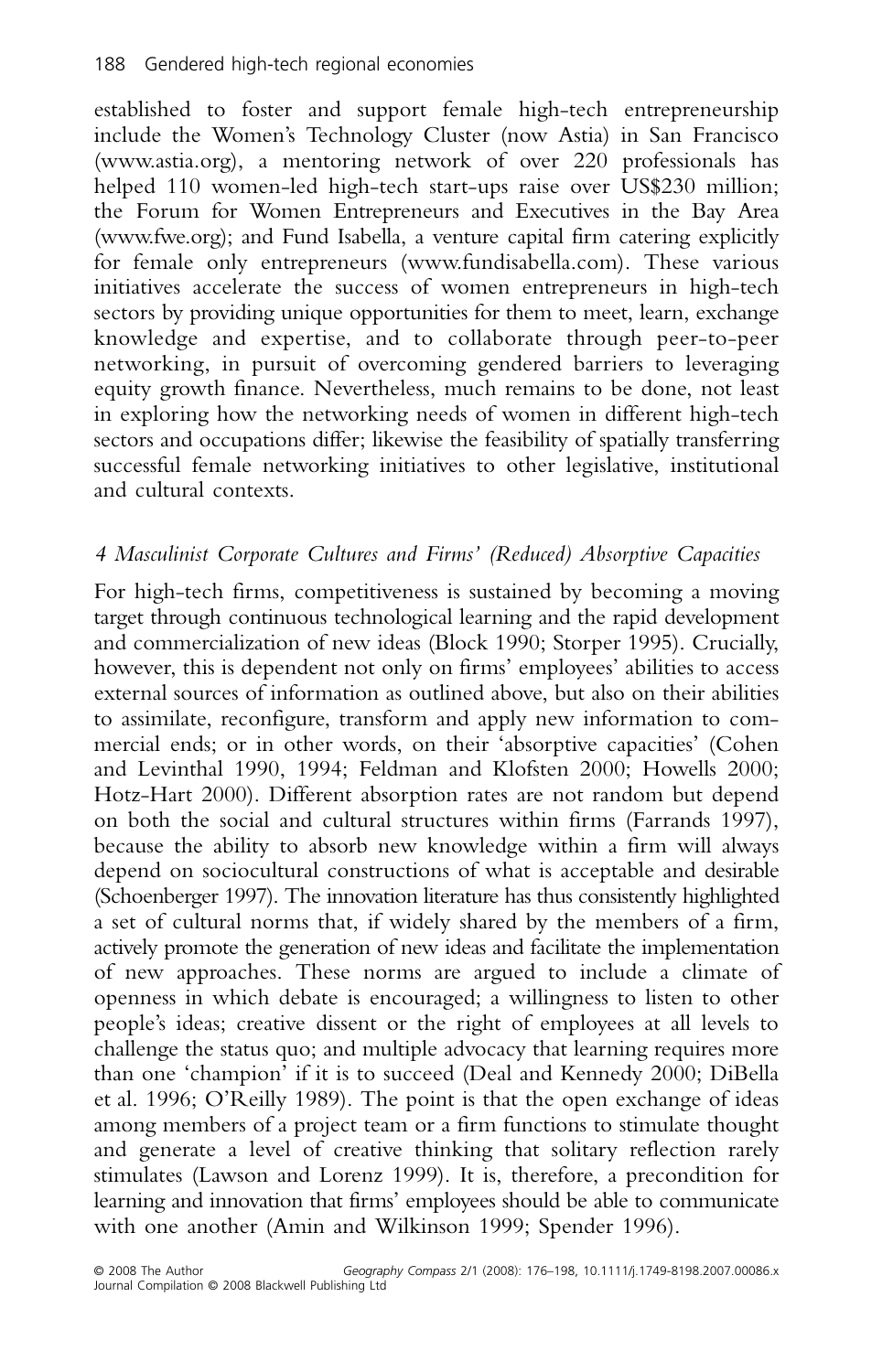established to foster and support female high-tech entrepreneurship include the Women's Technology Cluster (now Astia) in San Francisco (www.astia.org), a mentoring network of over 220 professionals has helped 110 women-led high-tech start-ups raise over US$230 million; the Forum for Women Entrepreneurs and Executives in the Bay Area (www.fwe.org); and Fund Isabella, a venture capital firm catering explicitly for female only entrepreneurs (www.fundisabella.com). These various initiatives accelerate the success of women entrepreneurs in high-tech sectors by providing unique opportunities for them to meet, learn, exchange knowledge and expertise, and to collaborate through peer-to-peer networking, in pursuit of overcoming gendered barriers to leveraging equity growth finance. Nevertheless, much remains to be done, not least in exploring how the networking needs of women in different high-tech sectors and occupations differ; likewise the feasibility of spatially transferring successful female networking initiatives to other legislative, institutional and cultural contexts.

### *4 Masculinist Corporate Cultures and Firms' (Reduced) Absorptive Capacities*

For high-tech firms, competitiveness is sustained by becoming a moving target through continuous technological learning and the rapid development and commercialization of new ideas (Block 1990; Storper 1995). Crucially, however, this is dependent not only on firms' employees' abilities to access external sources of information as outlined above, but also on their abilities to assimilate, reconfigure, transform and apply new information to commercial ends; or in other words, on their 'absorptive capacities' (Cohen and Levinthal 1990, 1994; Feldman and Klofsten 2000; Howells 2000; Hotz-Hart 2000). Different absorption rates are not random but depend on both the social and cultural structures within firms (Farrands 1997), because the ability to absorb new knowledge within a firm will always depend on sociocultural constructions of what is acceptable and desirable (Schoenberger 1997). The innovation literature has thus consistently highlighted a set of cultural norms that, if widely shared by the members of a firm, actively promote the generation of new ideas and facilitate the implementation of new approaches. These norms are argued to include a climate of openness in which debate is encouraged; a willingness to listen to other people's ideas; creative dissent or the right of employees at all levels to challenge the status quo; and multiple advocacy that learning requires more than one 'champion' if it is to succeed (Deal and Kennedy 2000; DiBella et al. 1996; O'Reilly 1989). The point is that the open exchange of ideas among members of a project team or a firm functions to stimulate thought and generate a level of creative thinking that solitary reflection rarely stimulates (Lawson and Lorenz 1999). It is, therefore, a precondition for learning and innovation that firms' employees should be able to communicate with one another (Amin and Wilkinson 1999; Spender 1996).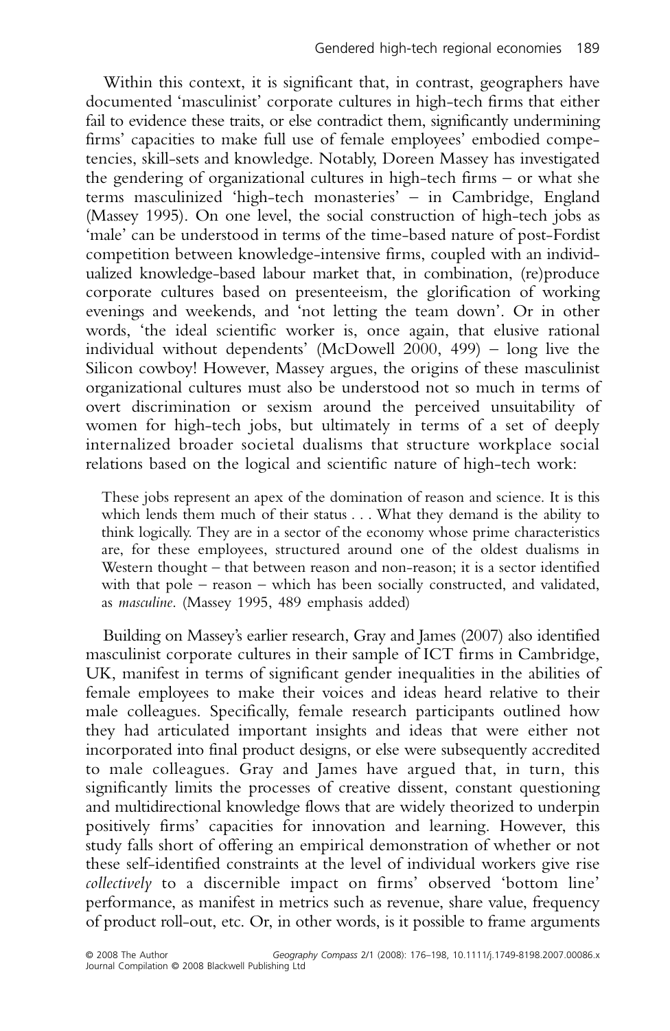Within this context, it is significant that, in contrast, geographers have documented 'masculinist' corporate cultures in high-tech firms that either fail to evidence these traits, or else contradict them, significantly undermining firms' capacities to make full use of female employees' embodied competencies, skill-sets and knowledge. Notably, Doreen Massey has investigated the gendering of organizational cultures in high-tech firms – or what she terms masculinized 'high-tech monasteries' – in Cambridge, England (Massey 1995). On one level, the social construction of high-tech jobs as 'male' can be understood in terms of the time-based nature of post-Fordist competition between knowledge-intensive firms, coupled with an individualized knowledge-based labour market that, in combination, (re)produce corporate cultures based on presenteeism, the glorification of working evenings and weekends, and 'not letting the team down'. Or in other words, 'the ideal scientific worker is, once again, that elusive rational individual without dependents' (McDowell 2000, 499) – long live the Silicon cowboy! However, Massey argues, the origins of these masculinist organizational cultures must also be understood not so much in terms of overt discrimination or sexism around the perceived unsuitability of women for high-tech jobs, but ultimately in terms of a set of deeply internalized broader societal dualisms that structure workplace social relations based on the logical and scientific nature of high-tech work:

> These jobs represent an apex of the domination of reason and science. It is this which lends them much of their status . . . What they demand is the ability to think logically. They are in a sector of the economy whose prime characteristics are, for these employees, structured around one of the oldest dualisms in Western thought – that between reason and non-reason; it is a sector identified with that pole – reason – which has been socially constructed, and validated, as *masculine*. (Massey 1995, 489 emphasis added)

Building on Massey's earlier research, Gray and James (2007) also identified masculinist corporate cultures in their sample of ICT firms in Cambridge, UK, manifest in terms of significant gender inequalities in the abilities of female employees to make their voices and ideas heard relative to their male colleagues. Specifically, female research participants outlined how they had articulated important insights and ideas that were either not incorporated into final product designs, or else were subsequently accredited to male colleagues. Gray and James have argued that, in turn, this significantly limits the processes of creative dissent, constant questioning and multidirectional knowledge flows that are widely theorized to underpin positively firms' capacities for innovation and learning. However, this study falls short of offering an empirical demonstration of whether or not these self-identified constraints at the level of individual workers give rise *collectively* to a discernible impact on firms' observed 'bottom line' performance, as manifest in metrics such as revenue, share value, frequency of product roll-out, etc. Or, in other words, is it possible to frame arguments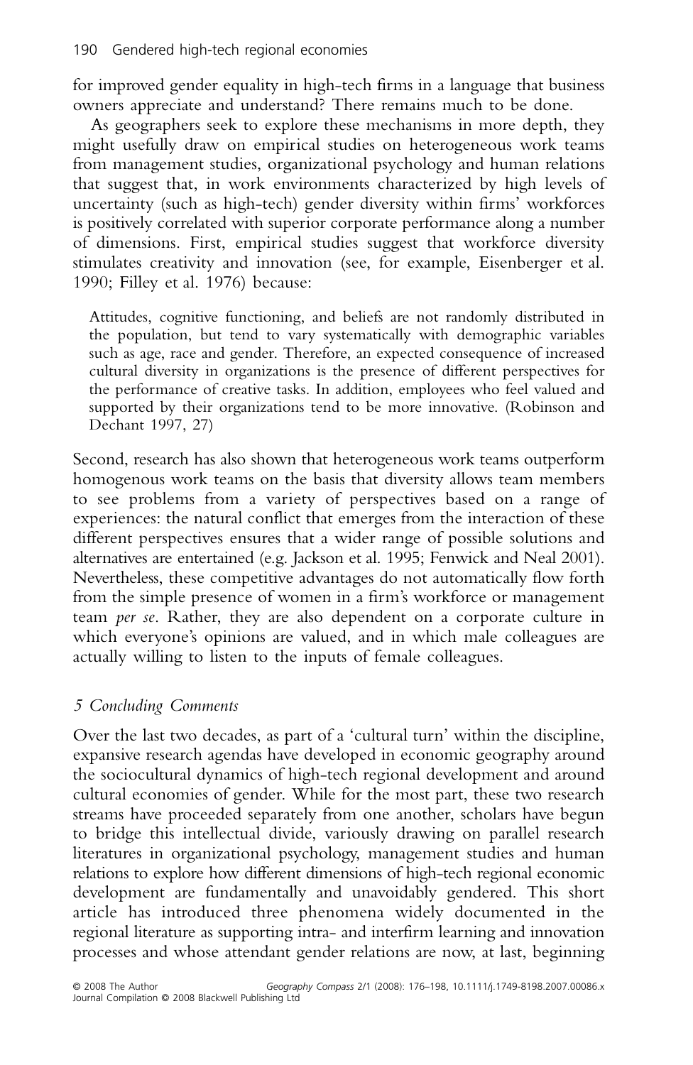for improved gender equality in high-tech firms in a language that business owners appreciate and understand? There remains much to be done.

As geographers seek to explore these mechanisms in more depth, they might usefully draw on empirical studies on heterogeneous work teams from management studies, organizational psychology and human relations that suggest that, in work environments characterized by high levels of uncertainty (such as high-tech) gender diversity within firms' workforces is positively correlated with superior corporate performance along a number of dimensions. First, empirical studies suggest that workforce diversity stimulates creativity and innovation (see, for example, Eisenberger et al. 1990; Filley et al. 1976) because:

> Attitudes, cognitive functioning, and beliefs are not randomly distributed in the population, but tend to vary systematically with demographic variables such as age, race and gender. Therefore, an expected consequence of increased cultural diversity in organizations is the presence of different perspectives for the performance of creative tasks. In addition, employees who feel valued and supported by their organizations tend to be more innovative. (Robinson and Dechant 1997, 27)

Second, research has also shown that heterogeneous work teams outperform homogenous work teams on the basis that diversity allows team members to see problems from a variety of perspectives based on a range of experiences: the natural conflict that emerges from the interaction of these different perspectives ensures that a wider range of possible solutions and alternatives are entertained (e.g. Jackson et al. 1995; Fenwick and Neal 2001). Nevertheless, these competitive advantages do not automatically flow forth from the simple presence of women in a firm's workforce or management team *per se*. Rather, they are also dependent on a corporate culture in which everyone's opinions are valued, and in which male colleagues are actually willing to listen to the inputs of female colleagues.

## *5 Concluding Comments*

Over the last two decades, as part of a 'cultural turn' within the discipline, expansive research agendas have developed in economic geography around the sociocultural dynamics of high-tech regional development and around cultural economies of gender. While for the most part, these two research streams have proceeded separately from one another, scholars have begun to bridge this intellectual divide, variously drawing on parallel research literatures in organizational psychology, management studies and human relations to explore how different dimensions of high-tech regional economic development are fundamentally and unavoidably gendered. This short article has introduced three phenomena widely documented in the regional literature as supporting intra- and interfirm learning and innovation processes and whose attendant gender relations are now, at last, beginning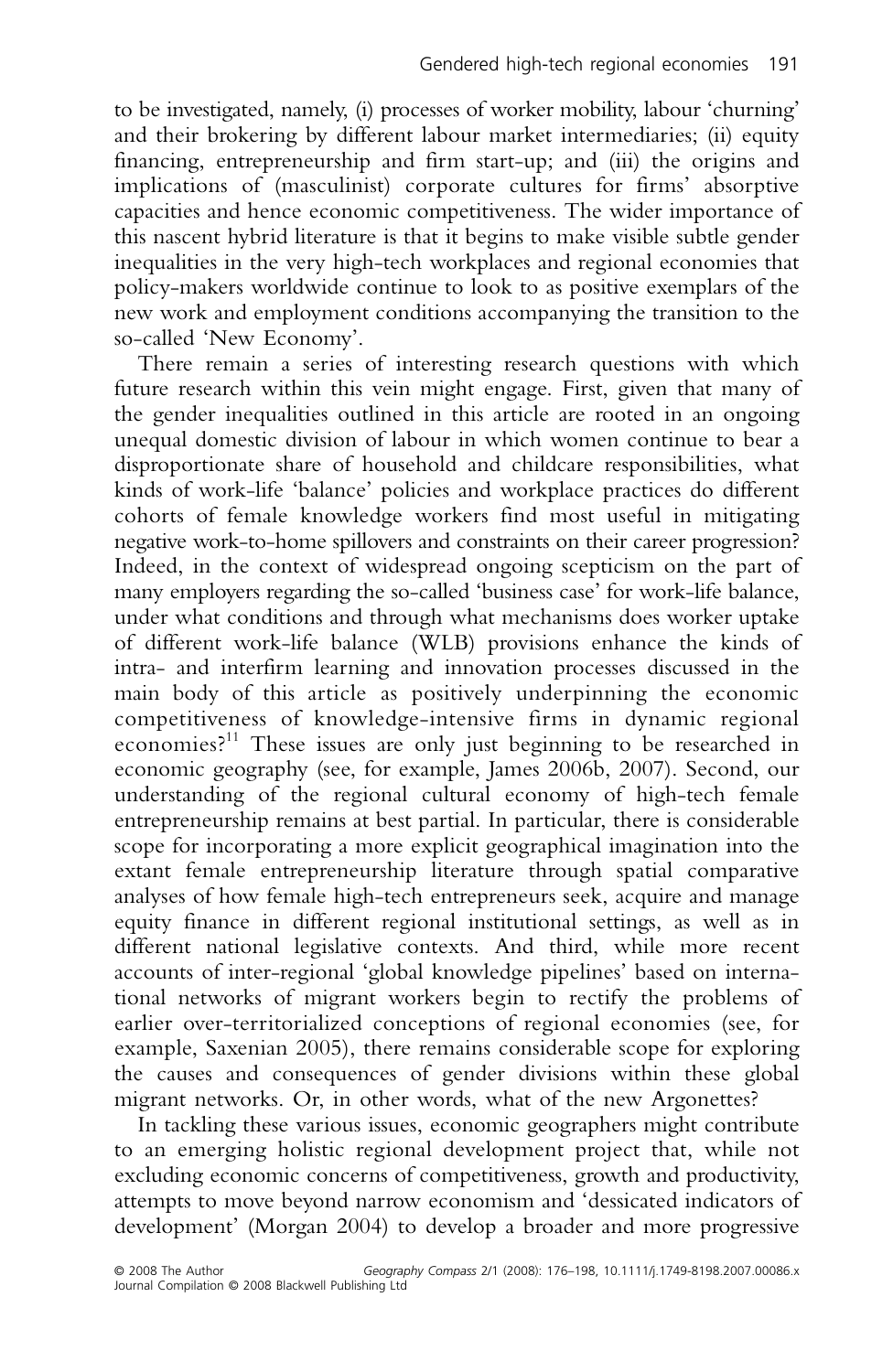to be investigated, namely, (i) processes of worker mobility, labour 'churning' and their brokering by different labour market intermediaries; (ii) equity financing, entrepreneurship and firm start-up; and (iii) the origins and implications of (masculinist) corporate cultures for firms' absorptive capacities and hence economic competitiveness. The wider importance of this nascent hybrid literature is that it begins to make visible subtle gender inequalities in the very high-tech workplaces and regional economies that policy-makers worldwide continue to look to as positive exemplars of the new work and employment conditions accompanying the transition to the so-called 'New Economy'.

There remain a series of interesting research questions with which future research within this vein might engage. First, given that many of the gender inequalities outlined in this article are rooted in an ongoing unequal domestic division of labour in which women continue to bear a disproportionate share of household and childcare responsibilities, what kinds of work-life 'balance' policies and workplace practices do different cohorts of female knowledge workers find most useful in mitigating negative work-to-home spillovers and constraints on their career progression? Indeed, in the context of widespread ongoing scepticism on the part of many employers regarding the so-called 'business case' for work-life balance, under what conditions and through what mechanisms does worker uptake of different work-life balance (WLB) provisions enhance the kinds of intra- and interfirm learning and innovation processes discussed in the main body of this article as positively underpinning the economic competitiveness of knowledge-intensive firms in dynamic regional economies?[11] These issues are only just beginning to be researched in economic geography (see, for example, James 2006b, 2007). Second, our understanding of the regional cultural economy of high-tech female entrepreneurship remains at best partial. In particular, there is considerable scope for incorporating a more explicit geographical imagination into the extant female entrepreneurship literature through spatial comparative analyses of how female high-tech entrepreneurs seek, acquire and manage equity finance in different regional institutional settings, as well as in different national legislative contexts. And third, while more recent accounts of inter-regional 'global knowledge pipelines' based on international networks of migrant workers begin to rectify the problems of earlier over-territorialized conceptions of regional economies (see, for example, Saxenian 2005), there remains considerable scope for exploring the causes and consequences of gender divisions within these global migrant networks. Or, in other words, what of the new Argonettes?

In tackling these various issues, economic geographers might contribute to an emerging holistic regional development project that, while not excluding economic concerns of competitiveness, growth and productivity, attempts to move beyond narrow economism and 'dessicated indicators of development' (Morgan 2004) to develop a broader and more progressive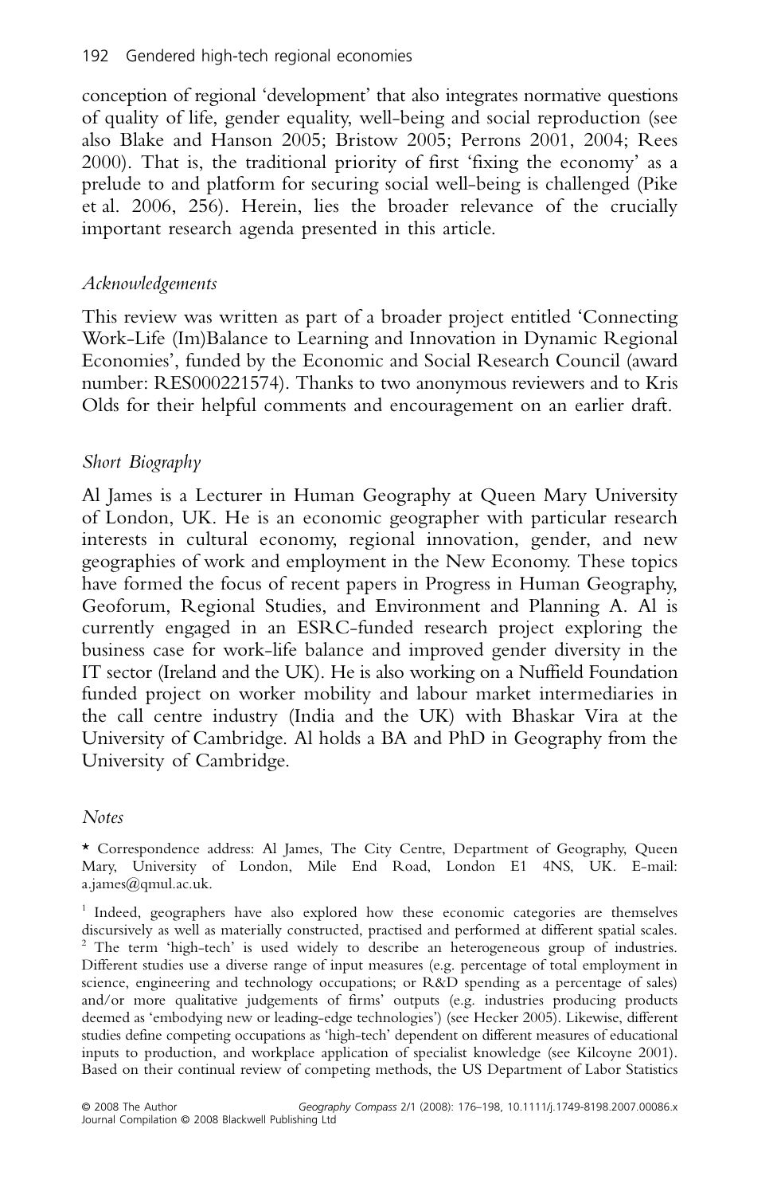conception of regional 'development' that also integrates normative questions of quality of life, gender equality, well-being and social reproduction (see also Blake and Hanson 2005; Bristow 2005; Perrons 2001, 2004; Rees 2000). That is, the traditional priority of first 'fixing the economy' as a prelude to and platform for securing social well-being is challenged (Pike et al. 2006, 256). Herein, lies the broader relevance of the crucially important research agenda presented in this article.

### *Acknowledgements*

This review was written as part of a broader project entitled 'Connecting Work-Life (Im)Balance to Learning and Innovation in Dynamic Regional Economies', funded by the Economic and Social Research Council (award number: RES000221574). Thanks to two anonymous reviewers and to Kris Olds for their helpful comments and encouragement on an earlier draft.

### *Short Biography*

Al James is a Lecturer in Human Geography at Queen Mary University of London, UK. He is an economic geographer with particular research interests in cultural economy, regional innovation, gender, and new geographies of work and employment in the New Economy. These topics have formed the focus of recent papers in Progress in Human Geography, Geoforum, Regional Studies, and Environment and Planning A. Al is currently engaged in an ESRC-funded research project exploring the business case for work-life balance and improved gender diversity in the IT sector (Ireland and the UK). He is also working on a Nuffield Foundation funded project on worker mobility and labour market intermediaries in the call centre industry (India and the UK) with Bhaskar Vira at the University of Cambridge. Al holds a BA and PhD in Geography from the University of Cambridge.

### *Notes*

\* Correspondence address: Al James, The City Centre, Department of Geography, Queen Mary, University of London, Mile End Road, London E1 4NS, UK. E-mail: a.james@qmul.ac.uk.

[1] Indeed, geographers have also explored how these economic categories are themselves discursively as well as materially constructed, practised and performed at different spatial scales.

[2] The term 'high-tech' is used widely to describe an heterogeneous group of industries. Different studies use a diverse range of input measures (e.g. percentage of total employment in science, engineering and technology occupations; or R&D spending as a percentage of sales) and/or more qualitative judgements of firms' outputs (e.g. industries producing products deemed as 'embodying new or leading-edge technologies') (see Hecker 2005). Likewise, different studies define competing occupations as 'high-tech' dependent on different measures of educational inputs to production, and workplace application of specialist knowledge (see Kilcoyne 2001). Based on their continual review of competing methods, the US Department of Labor Statistics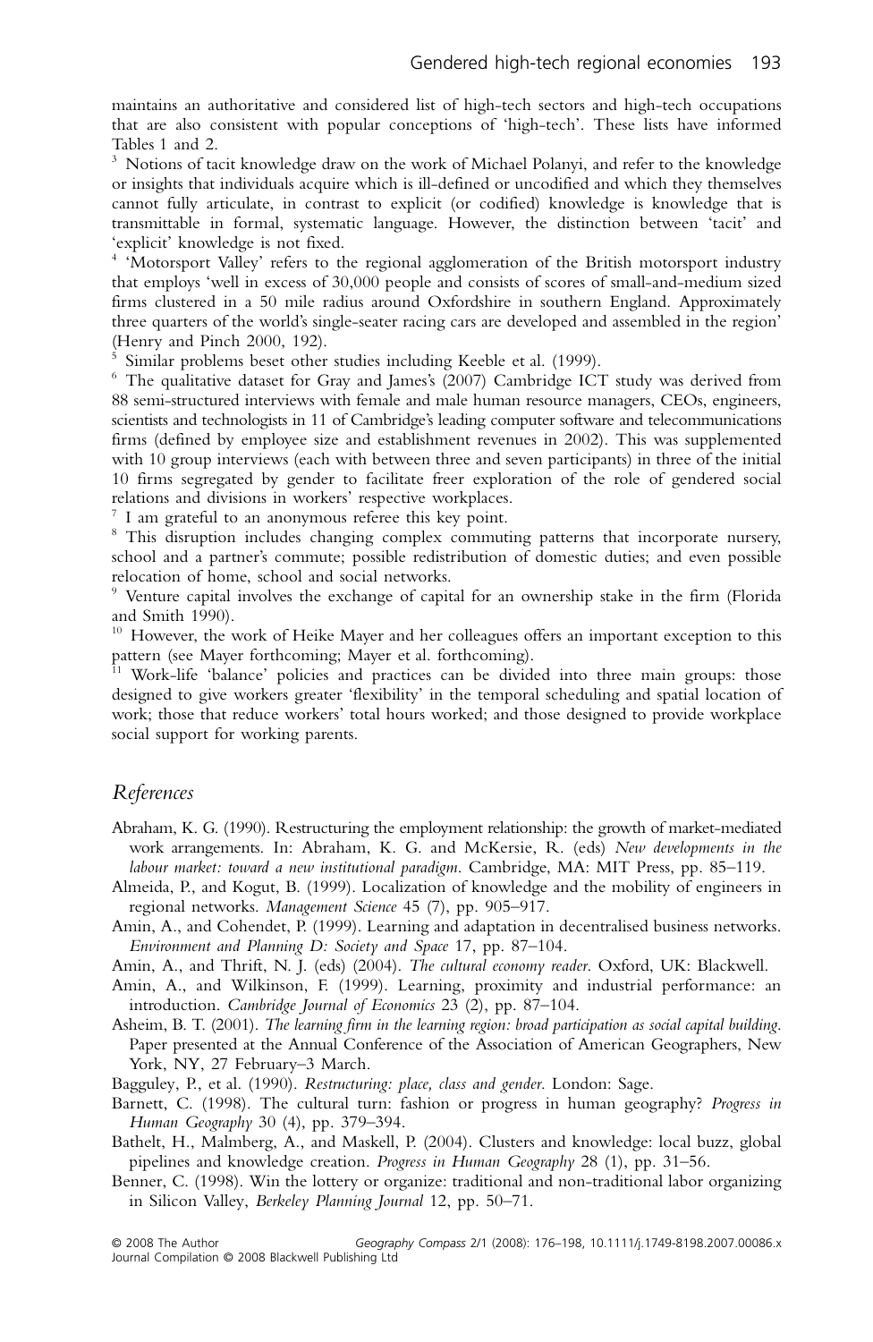maintains an authoritative and considered list of high-tech sectors and high-tech occupations that are also consistent with popular conceptions of 'high-tech'. These lists have informed Tables 1 and 2.

[3] Notions of tacit knowledge draw on the work of Michael Polanyi, and refer to the knowledge or insights that individuals acquire which is ill-defined or uncodified and which they themselves cannot fully articulate, in contrast to explicit (or codified) knowledge is knowledge that is transmittable in formal, systematic language. However, the distinction between 'tacit' and 'explicit' knowledge is not fixed.

[4] 'Motorsport Valley' refers to the regional agglomeration of the British motorsport industry that employs 'well in excess of 30,000 people and consists of scores of small-and-medium sized firms clustered in a 50 mile radius around Oxfordshire in southern England. Approximately three quarters of the world's single-seater racing cars are developed and assembled in the region' (Henry and Pinch 2000, 192).

[5] Similar problems beset other studies including Keeble et al. (1999).

[6] The qualitative dataset for Gray and James's (2007) Cambridge ICT study was derived from 88 semi-structured interviews with female and male human resource managers, CEOs, engineers, scientists and technologists in 11 of Cambridge's leading computer software and telecommunications firms (defined by employee size and establishment revenues in 2002). This was supplemented with 10 group interviews (each with between three and seven participants) in three of the initial 10 firms segregated by gender to facilitate freer exploration of the role of gendered social relations and divisions in workers' respective workplaces.

[7] I am grateful to an anonymous referee this key point.

[8] This disruption includes changing complex commuting patterns that incorporate nursery, school and a partner's commute; possible redistribution of domestic duties; and even possible relocation of home, school and social networks.

[9] Venture capital involves the exchange of capital for an ownership stake in the firm (Florida and Smith 1990).

[10] However, the work of Heike Mayer and her colleagues offers an important exception to this pattern (see Mayer forthcoming; Mayer et al. forthcoming).

[11] Work-life 'balance' policies and practices can be divided into three main groups: those designed to give workers greater 'flexibility' in the temporal scheduling and spatial location of work; those that reduce workers' total hours worked; and those designed to provide workplace social support for working parents.

## References

Abraham, K. G. (1990). Restructuring the employment relationship: the growth of market-mediated work arrangements. In: Abraham, K. G. and McKersie, R. (eds) *New developments in the labour market: toward a new institutional paradigm*. Cambridge, MA: MIT Press, pp. 85–119.

Almeida, P., and Kogut, B. (1999). Localization of knowledge and the mobility of engineers in regional networks. *Management Science* 45 (7), pp. 905–917.

Amin, A., and Cohendet, P. (1999). Learning and adaptation in decentralised business networks. *Environment and Planning D: Society and Space* 17, pp. 87–104.

Amin, A., and Thrift, N. J. (eds) (2004). *The cultural economy reader*. Oxford, UK: Blackwell.

Amin, A., and Wilkinson, F. (1999). Learning, proximity and industrial performance: an introduction. *Cambridge Journal of Economics* 23 (2), pp. 87–104.

Asheim, B. T. (2001). *The learning firm in the learning region: broad participation as social capital building*. Paper presented at the Annual Conference of the Association of American Geographers, New York, NY, 27 February–3 March.

Bagguley, P., et al. (1990). *Restructuring: place, class and gender*. London: Sage.

Barnett, C. (1998). The cultural turn: fashion or progress in human geography? *Progress in Human Geography* 30 (4), pp. 379–394.

Bathelt, H., Malmberg, A., and Maskell, P. (2004). Clusters and knowledge: local buzz, global pipelines and knowledge creation. *Progress in Human Geography* 28 (1), pp. 31–56.

Benner, C. (1998). Win the lottery or organize: traditional and non-traditional labor organizing in Silicon Valley, *Berkeley Planning Journal* 12, pp. 50–71.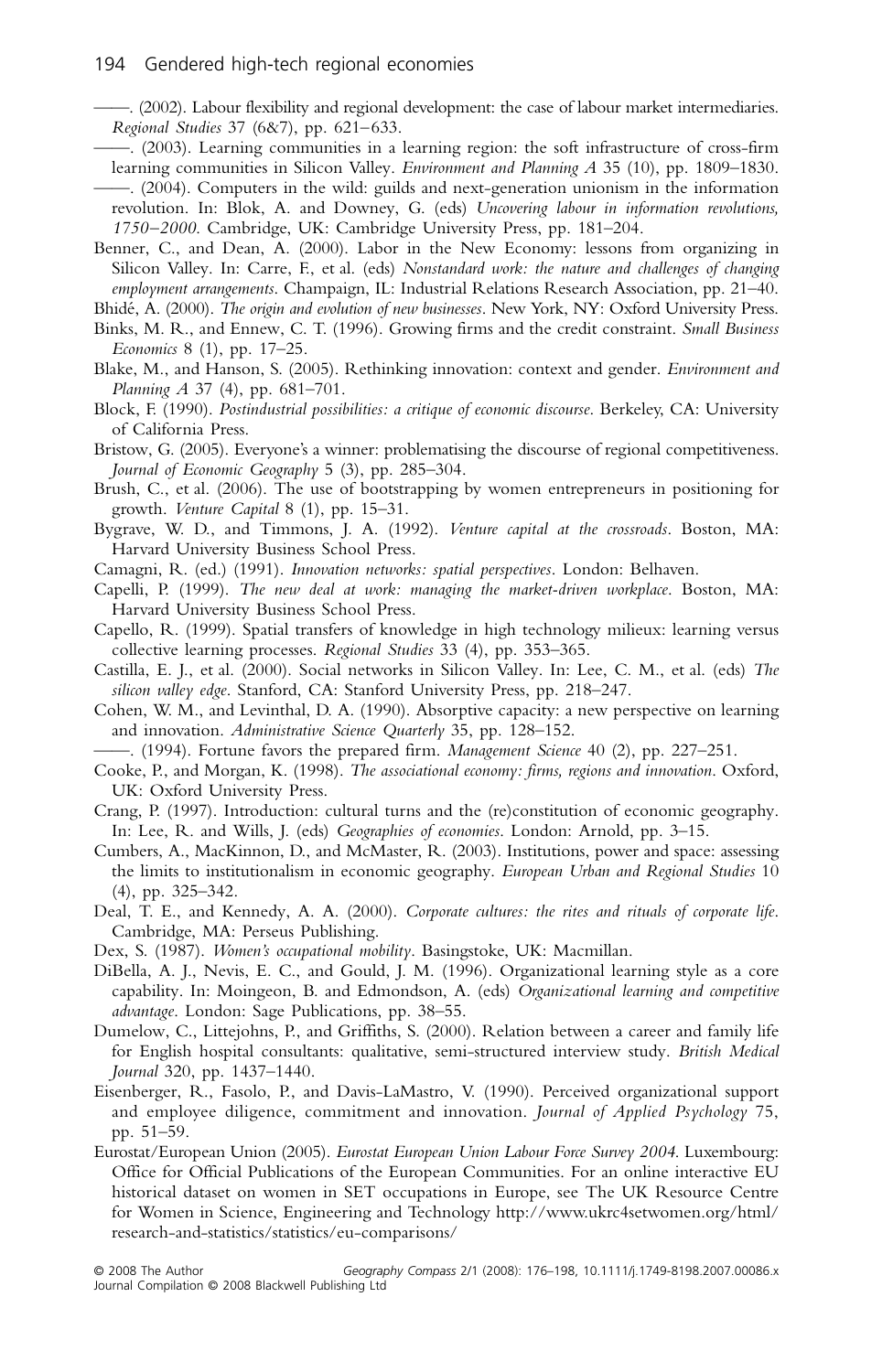——. (2002). Labour flexibility and regional development: the case of labour market intermediaries. *Regional Studies* 37 (6&7), pp. 621–633.

——. (2003). Learning communities in a learning region: the soft infrastructure of cross-firm learning communities in Silicon Valley. *Environment and Planning A* 35 (10), pp. 1809–1830.

——. (2004). Computers in the wild: guilds and next-generation unionism in the information revolution. In: Blok, A. and Downey, G. (eds) *Uncovering labour in information revolutions, 1750–2000*. Cambridge, UK: Cambridge University Press, pp. 181–204.

Benner, C., and Dean, A. (2000). Labor in the New Economy: lessons from organizing in Silicon Valley. In: Carre, F., et al. (eds) *Nonstandard work: the nature and challenges of changing employment arrangements*. Champaign, IL: Industrial Relations Research Association, pp. 21–40.

Bhidé, A. (2000). *The origin and evolution of new businesses*. New York, NY: Oxford University Press.

Binks, M. R., and Ennew, C. T. (1996). Growing firms and the credit constraint. *Small Business Economics* 8 (1), pp. 17–25.

Blake, M., and Hanson, S. (2005). Rethinking innovation: context and gender. *Environment and Planning A* 37 (4), pp. 681–701.

Block, F. (1990). *Postindustrial possibilities: a critique of economic discourse*. Berkeley, CA: University of California Press.

Bristow, G. (2005). Everyone's a winner: problematising the discourse of regional competitiveness. *Journal of Economic Geography* 5 (3), pp. 285–304.

Brush, C., et al. (2006). The use of bootstrapping by women entrepreneurs in positioning for growth. *Venture Capital* 8 (1), pp. 15–31.

Bygrave, W. D., and Timmons, J. A. (1992). *Venture capital at the crossroads*. Boston, MA: Harvard University Business School Press.

Camagni, R. (ed.) (1991). *Innovation networks: spatial perspectives*. London: Belhaven.

Capelli, P. (1999). *The new deal at work: managing the market-driven workplace*. Boston, MA: Harvard University Business School Press.

Capello, R. (1999). Spatial transfers of knowledge in high technology milieux: learning versus collective learning processes. *Regional Studies* 33 (4), pp. 353–365.

Castilla, E. J., et al. (2000). Social networks in Silicon Valley. In: Lee, C. M., et al. (eds) *The silicon valley edge*. Stanford, CA: Stanford University Press, pp. 218–247.

Cohen, W. M., and Levinthal, D. A. (1990). Absorptive capacity: a new perspective on learning and innovation. *Administrative Science Quarterly* 35, pp. 128–152.

——. (1994). Fortune favors the prepared firm. *Management Science* 40 (2), pp. 227–251.

Cooke, P., and Morgan, K. (1998). *The associational economy: firms, regions and innovation*. Oxford, UK: Oxford University Press.

Crang, P. (1997). Introduction: cultural turns and the (re)constitution of economic geography. In: Lee, R. and Wills, J. (eds) *Geographies of economies*. London: Arnold, pp. 3–15.

Cumbers, A., MacKinnon, D., and McMaster, R. (2003). Institutions, power and space: assessing the limits to institutionalism in economic geography. *European Urban and Regional Studies* 10 (4), pp. 325–342.

Deal, T. E., and Kennedy, A. A. (2000). *Corporate cultures: the rites and rituals of corporate life*. Cambridge, MA: Perseus Publishing.

Dex, S. (1987). *Women's occupational mobility*. Basingstoke, UK: Macmillan.

DiBella, A. J., Nevis, E. C., and Gould, J. M. (1996). Organizational learning style as a core capability. In: Moingeon, B. and Edmondson, A. (eds) *Organizational learning and competitive advantage*. London: Sage Publications, pp. 38–55.

Dumelow, C., Littejohns, P., and Griffiths, S. (2000). Relation between a career and family life for English hospital consultants: qualitative, semi-structured interview study. *British Medical Journal* 320, pp. 1437–1440.

Eisenberger, R., Fasolo, P., and Davis-LaMastro, V. (1990). Perceived organizational support and employee diligence, commitment and innovation. *Journal of Applied Psychology* 75, pp. 51–59.

Eurostat/European Union (2005). *Eurostat European Union Labour Force Survey 2004*. Luxembourg: Office for Official Publications of the European Communities. For an online interactive EU historical dataset on women in SET occupations in Europe, see The UK Resource Centre for Women in Science, Engineering and Technology http://www.ukrc4setwomen.org/html/research-and-statistics/statistics/eu-comparisons/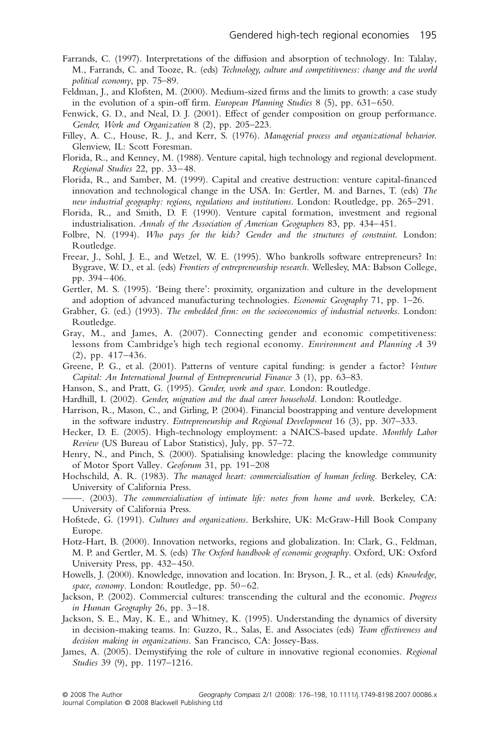Farrands, C. (1997). Interpretations of the diffusion and absorption of technology. In: Talalay, M., Farrands, C. and Tooze, R. (eds) *Technology, culture and competitiveness: change and the world political economy*, pp. 75–89.

Feldman, J., and Klofsten, M. (2000). Medium-sized firms and the limits to growth: a case study in the evolution of a spin-off firm. *European Planning Studies* 8 (5), pp. 631–650.

Fenwick, G. D., and Neal, D. J. (2001). Effect of gender composition on group performance. *Gender, Work and Organization* 8 (2), pp. 205–223.

Filley, A. C., House, R. J., and Kerr, S. (1976). *Managerial process and organizational behavior*. Glenview, IL: Scott Foresman.

Florida, R., and Kenney, M. (1988). Venture capital, high technology and regional development. *Regional Studies* 22, pp. 33–48.

Florida, R., and Samber, M. (1999). Capital and creative destruction: venture capital-financed innovation and technological change in the USA. In: Gertler, M. and Barnes, T. (eds) *The new industrial geography: regions, regulations and institutions*. London: Routledge, pp. 265–291.

Florida, R., and Smith, D. F. (1990). Venture capital formation, investment and regional industrialisation. *Annals of the Association of American Geographers* 83, pp. 434–451.

Folbre, N. (1994). *Who pays for the kids? Gender and the structures of constraint*. London: Routledge.

Freear, J., Sohl, J. E., and Wetzel, W. E. (1995). Who bankrolls software entrepreneurs? In: Bygrave, W. D., et al. (eds) *Frontiers of entrepreneurship research*. Wellesley, MA: Babson College, pp. 394–406.

Gertler, M. S. (1995). 'Being there': proximity, organization and culture in the development and adoption of advanced manufacturing technologies. *Economic Geography* 71, pp. 1–26.

Grabher, G. (ed.) (1993). *The embedded firm: on the socioeconomics of industrial networks*. London: Routledge.

Gray, M., and James, A. (2007). Connecting gender and economic competitiveness: lessons from Cambridge's high tech regional economy. *Environment and Planning A* 39 (2), pp. 417–436.

Greene, P. G., et al. (2001). Patterns of venture capital funding: is gender a factor? *Venture Capital: An International Journal of Entrepreneurial Finance* 3 (1), pp. 63–83.

Hanson, S., and Pratt, G. (1995). *Gender, work and space*. London: Routledge.

Hardhill, I. (2002). *Gender, migration and the dual career household*. London: Routledge.

Harrison, R., Mason, C., and Girling, P. (2004). Financial boostrapping and venture development in the software industry. *Entrepreneurship and Regional Development* 16 (3), pp. 307–333.

Hecker, D. E. (2005). High-technology employment: a NAICS-based update. *Monthly Labor Review* (US Bureau of Labor Statistics), July, pp. 57–72.

Henry, N., and Pinch, S. (2000). Spatialising knowledge: placing the knowledge community of Motor Sport Valley. *Geoforum* 31, pp. 191–208

Hochschild, A. R. (1983). *The managed heart: commercialisation of human feeling*. Berkeley, CA: University of California Press.

——. (2003). *The commercialisation of intimate life: notes from home and work*. Berkeley, CA: University of California Press.

Hofstede, G. (1991). *Cultures and organizations*. Berkshire, UK: McGraw-Hill Book Company Europe.

Hotz-Hart, B. (2000). Innovation networks, regions and globalization. In: Clark, G., Feldman, M. P. and Gertler, M. S. (eds) *The Oxford handbook of economic geography*. Oxford, UK: Oxford University Press, pp. 432–450.

Howells, J. (2000). Knowledge, innovation and location. In: Bryson, J. R., et al. (eds) *Knowledge, space, economy*. London: Routledge, pp. 50–62.

Jackson, P. (2002). Commercial cultures: transcending the cultural and the economic. *Progress in Human Geography* 26, pp. 3–18.

Jackson, S. E., May, K. E., and Whitney, K. (1995). Understanding the dynamics of diversity in decision-making teams. In: Guzzo, R., Salas, E. and Associates (eds) *Team effectiveness and decision making in organizations*. San Francisco, CA: Jossey-Bass.

James, A. (2005). Demystifying the role of culture in innovative regional economies. *Regional Studies* 39 (9), pp. 1197–1216.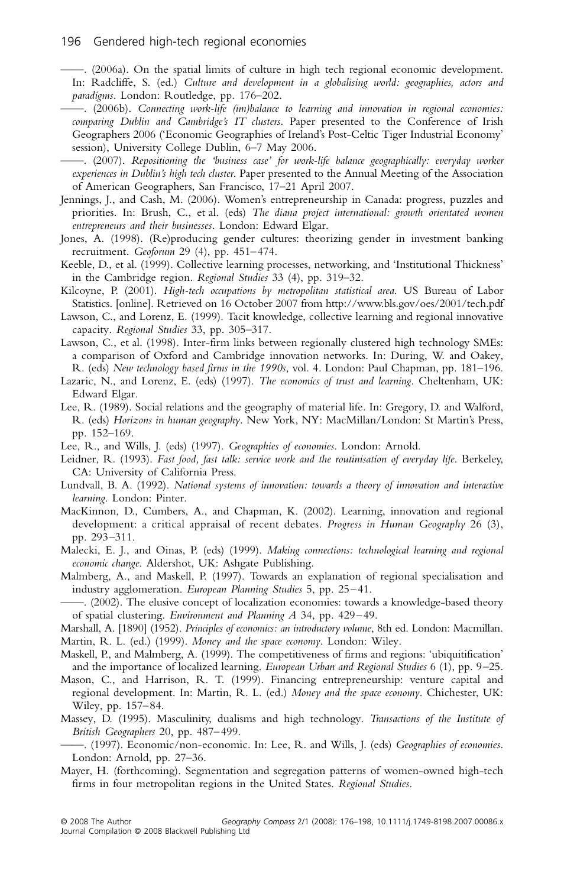——. (2006a). On the spatial limits of culture in high tech regional economic development. In: Radcliffe, S. (ed.) *Culture and development in a globalising world: geographies, actors and paradigms*. London: Routledge, pp. 176–202.

——. (2006b). *Connecting work-life (im)balance to learning and innovation in regional economies: comparing Dublin and Cambridge's IT clusters*. Paper presented to the Conference of Irish Geographers 2006 ('Economic Geographies of Ireland's Post-Celtic Tiger Industrial Economy' session), University College Dublin, 6–7 May 2006.

——. (2007). *Repositioning the 'business case' for work-life balance geographically: everyday worker experiences in Dublin's high tech cluster*. Paper presented to the Annual Meeting of the Association of American Geographers, San Francisco, 17–21 April 2007.

Jennings, J., and Cash, M. (2006). Women's entrepreneurship in Canada: progress, puzzles and priorities. In: Brush, C., et al. (eds) *The diana project international: growth orientated women entrepreneurs and their businesses*. London: Edward Elgar.

Jones, A. (1998). (Re)producing gender cultures: theorizing gender in investment banking recruitment. *Geoforum* 29 (4), pp. 451–474.

Keeble, D., et al. (1999). Collective learning processes, networking, and 'Institutional Thickness' in the Cambridge region. *Regional Studies* 33 (4), pp. 319–32.

Kilcoyne, P. (2001). *High-tech occupations by metropolitan statistical area*. US Bureau of Labor Statistics. [online]. Retrieved on 16 October 2007 from http://www.bls.gov/oes/2001/tech.pdf

Lawson, C., and Lorenz, E. (1999). Tacit knowledge, collective learning and regional innovative capacity. *Regional Studies* 33, pp. 305–317.

Lawson, C., et al. (1998). Inter-firm links between regionally clustered high technology SMEs: a comparison of Oxford and Cambridge innovation networks. In: During, W. and Oakey, R. (eds) *New technology based firms in the 1990s*, vol. 4. London: Paul Chapman, pp. 181–196.

Lazaric, N., and Lorenz, E. (eds) (1997). *The economics of trust and learning*. Cheltenham, UK: Edward Elgar.

Lee, R. (1989). Social relations and the geography of material life. In: Gregory, D. and Walford, R. (eds) *Horizons in human geography*. New York, NY: MacMillan/London: St Martin's Press, pp. 152–169.

Lee, R., and Wills, J. (eds) (1997). *Geographies of economies*. London: Arnold.

Leidner, R. (1993). *Fast food, fast talk: service work and the routinisation of everyday life*. Berkeley, CA: University of California Press.

Lundvall, B. A. (1992). *National systems of innovation: towards a theory of innovation and interactive learning*. London: Pinter.

MacKinnon, D., Cumbers, A., and Chapman, K. (2002). Learning, innovation and regional development: a critical appraisal of recent debates. *Progress in Human Geography* 26 (3), pp. 293–311.

Malecki, E. J., and Oinas, P. (eds) (1999). *Making connections: technological learning and regional economic change*. Aldershot, UK: Ashgate Publishing.

Malmberg, A., and Maskell, P. (1997). Towards an explanation of regional specialisation and industry agglomeration. *European Planning Studies* 5, pp. 25–41.

——. (2002). The elusive concept of localization economies: towards a knowledge-based theory of spatial clustering. *Environment and Planning A* 34, pp. 429–49.

Marshall, A. [1890] (1952). *Principles of economics: an introductory volume*, 8th ed. London: Macmillan.

Martin, R. L. (ed.) (1999). *Money and the space economy*. London: Wiley.

Maskell, P., and Malmberg, A. (1999). The competitiveness of firms and regions: 'ubiquitification' and the importance of localized learning. *European Urban and Regional Studies* 6 (1), pp. 9–25.

Mason, C., and Harrison, R. T. (1999). Financing entrepreneurship: venture capital and regional development. In: Martin, R. L. (ed.) *Money and the space economy*. Chichester, UK: Wiley, pp. 157–84.

Massey, D. (1995). Masculinity, dualisms and high technology. *Transactions of the Institute of British Geographers* 20, pp. 487–499.

——. (1997). Economic/non-economic. In: Lee, R. and Wills, J. (eds) *Geographies of economies*. London: Arnold, pp. 27–36.

Mayer, H. (forthcoming). Segmentation and segregation patterns of women-owned high-tech firms in four metropolitan regions in the United States. *Regional Studies*.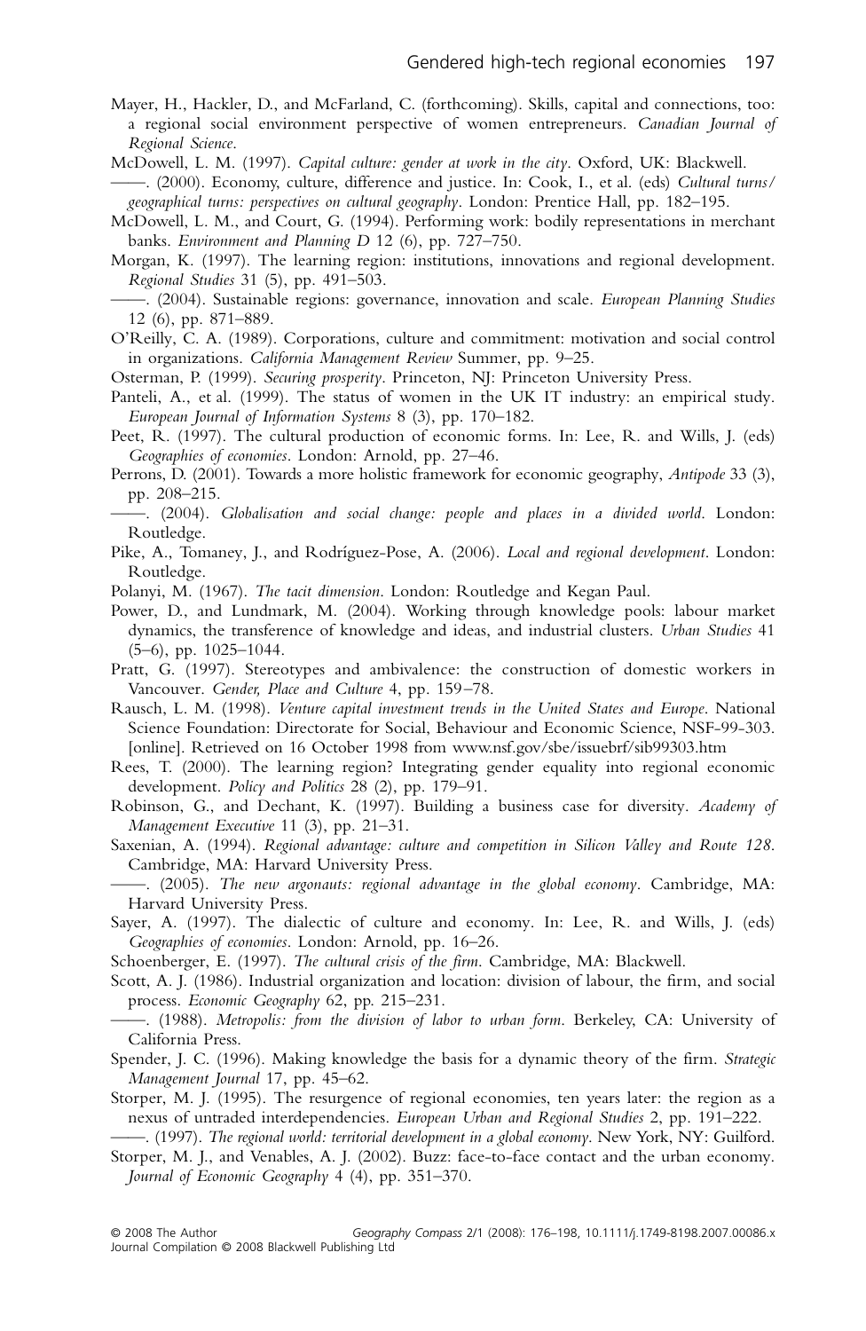Mayer, H., Hackler, D., and McFarland, C. (forthcoming). Skills, capital and connections, too: a regional social environment perspective of women entrepreneurs. *Canadian Journal of Regional Science*.

McDowell, L. M. (1997). *Capital culture: gender at work in the city*. Oxford, UK: Blackwell.

——. (2000). Economy, culture, difference and justice. In: Cook, I., et al. (eds) *Cultural turns/geographical turns: perspectives on cultural geography*. London: Prentice Hall, pp. 182–195.

McDowell, L. M., and Court, G. (1994). Performing work: bodily representations in merchant banks. *Environment and Planning D* 12 (6), pp. 727–750.

Morgan, K. (1997). The learning region: institutions, innovations and regional development. *Regional Studies* 31 (5), pp. 491–503.

——. (2004). Sustainable regions: governance, innovation and scale. *European Planning Studies* 12 (6), pp. 871–889.

O'Reilly, C. A. (1989). Corporations, culture and commitment: motivation and social control in organizations. *California Management Review* Summer, pp. 9–25.

Osterman, P. (1999). *Securing prosperity*. Princeton, NJ: Princeton University Press.

Panteli, A., et al. (1999). The status of women in the UK IT industry: an empirical study. *European Journal of Information Systems* 8 (3), pp. 170–182.

Peet, R. (1997). The cultural production of economic forms. In: Lee, R. and Wills, J. (eds) *Geographies of economies*. London: Arnold, pp. 27–46.

Perrons, D. (2001). Towards a more holistic framework for economic geography, *Antipode* 33 (3), pp. 208–215.

——. (2004). *Globalisation and social change: people and places in a divided world*. London: Routledge.

Pike, A., Tomaney, J., and Rodríguez-Pose, A. (2006). *Local and regional development*. London: Routledge.

Polanyi, M. (1967). *The tacit dimension*. London: Routledge and Kegan Paul.

Power, D., and Lundmark, M. (2004). Working through knowledge pools: labour market dynamics, the transference of knowledge and ideas, and industrial clusters. *Urban Studies* 41 (5–6), pp. 1025–1044.

Pratt, G. (1997). Stereotypes and ambivalence: the construction of domestic workers in Vancouver. *Gender, Place and Culture* 4, pp. 159–78.

Rausch, L. M. (1998). *Venture capital investment trends in the United States and Europe*. National Science Foundation: Directorate for Social, Behaviour and Economic Science, NSF-99-303. [online]. Retrieved on 16 October 1998 from www.nsf.gov/sbe/issuebrf/sib99303.htm

Rees, T. (2000). The learning region? Integrating gender equality into regional economic development. *Policy and Politics* 28 (2), pp. 179–91.

Robinson, G., and Dechant, K. (1997). Building a business case for diversity. *Academy of Management Executive* 11 (3), pp. 21–31.

Saxenian, A. (1994). *Regional advantage: culture and competition in Silicon Valley and Route 128*. Cambridge, MA: Harvard University Press.

——. (2005). *The new argonauts: regional advantage in the global economy*. Cambridge, MA: Harvard University Press.

Sayer, A. (1997). The dialectic of culture and economy. In: Lee, R. and Wills, J. (eds) *Geographies of economies*. London: Arnold, pp. 16–26.

Schoenberger, E. (1997). *The cultural crisis of the firm*. Cambridge, MA: Blackwell.

Scott, A. J. (1986). Industrial organization and location: division of labour, the firm, and social process. *Economic Geography* 62, pp. 215–231.

——. (1988). *Metropolis: from the division of labor to urban form*. Berkeley, CA: University of California Press.

Spender, J. C. (1996). Making knowledge the basis for a dynamic theory of the firm. *Strategic Management Journal* 17, pp. 45–62.

Storper, M. J. (1995). The resurgence of regional economies, ten years later: the region as a nexus of untraded interdependencies. *European Urban and Regional Studies* 2, pp. 191–222.

——. (1997). *The regional world: territorial development in a global economy*. New York, NY: Guilford.

Storper, M. J., and Venables, A. J. (2002). Buzz: face-to-face contact and the urban economy. *Journal of Economic Geography* 4 (4), pp. 351–370.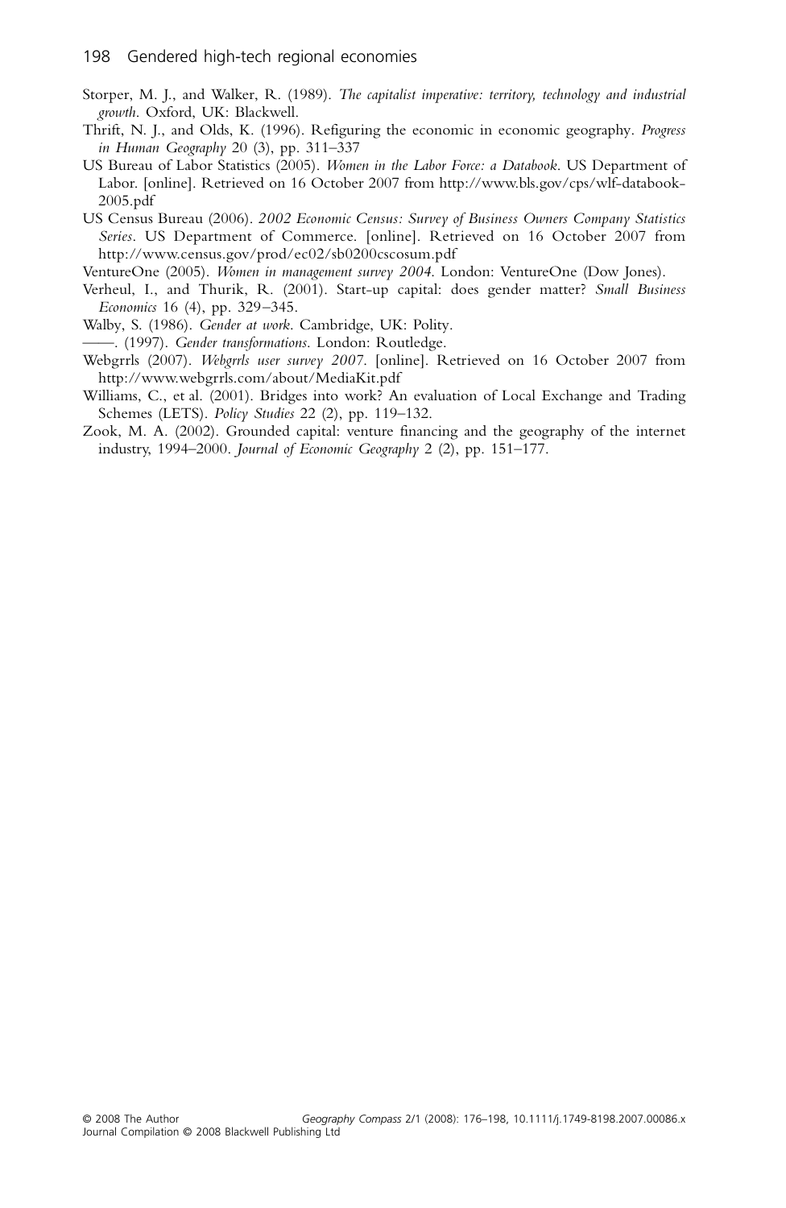Storper, M. J., and Walker, R. (1989). *The capitalist imperative: territory, technology and industrial growth*. Oxford, UK: Blackwell.

Thrift, N. J., and Olds, K. (1996). Refiguring the economic in economic geography. *Progress in Human Geography* 20 (3), pp. 311–337

US Bureau of Labor Statistics (2005). *Women in the Labor Force: a Databook*. US Department of Labor. [online]. Retrieved on 16 October 2007 from http://www.bls.gov/cps/wlf-databook-2005.pdf

US Census Bureau (2006). *2002 Economic Census: Survey of Business Owners Company Statistics Series*. US Department of Commerce. [online]. Retrieved on 16 October 2007 from http://www.census.gov/prod/ec02/sb0200cscosum.pdf

VentureOne (2005). *Women in management survey 2004*. London: VentureOne (Dow Jones).

Verheul, I., and Thurik, R. (2001). Start-up capital: does gender matter? *Small Business Economics* 16 (4), pp. 329–345.

Walby, S. (1986). *Gender at work*. Cambridge, UK: Polity.

——. (1997). *Gender transformations*. London: Routledge.

Webgrrls (2007). *Webgrrls user survey 2007*. [online]. Retrieved on 16 October 2007 from http://www.webgrrls.com/about/MediaKit.pdf

Williams, C., et al. (2001). Bridges into work? An evaluation of Local Exchange and Trading Schemes (LETS). *Policy Studies* 22 (2), pp. 119–132.

Zook, M. A. (2002). Grounded capital: venture financing and the geography of the internet industry, 1994–2000. *Journal of Economic Geography* 2 (2), pp. 151–177.